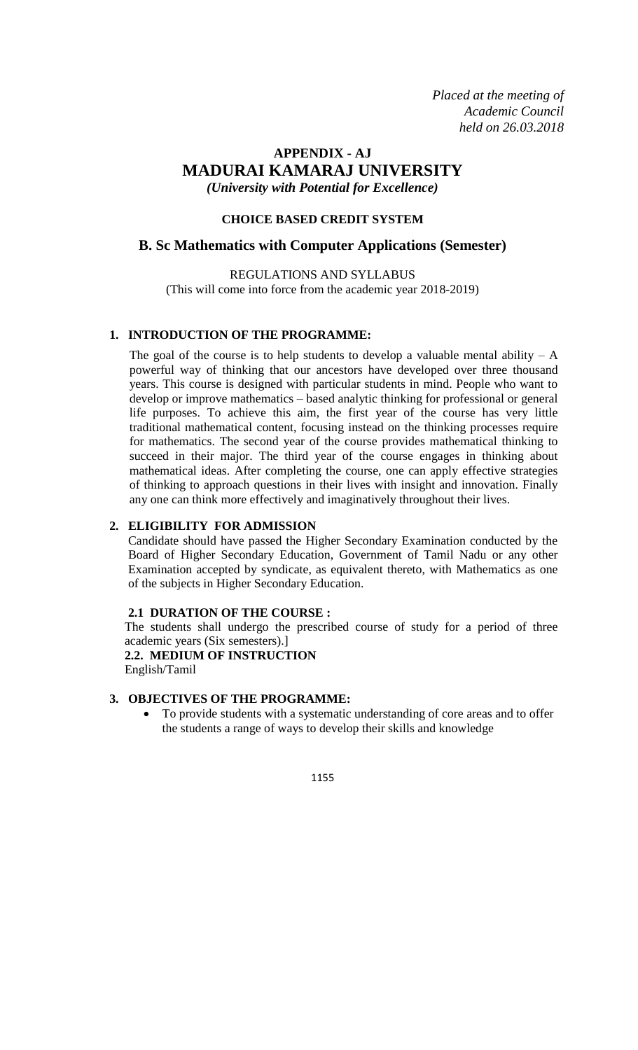*Placed at the meeting of*
*Academic Council*
*held on 26.03.2018*

# APPENDIX - AJ
# MADURAI KAMARAJ UNIVERSITY
*(University with Potential for Excellence)*

**CHOICE BASED CREDIT SYSTEM**

## B. Sc Mathematics with Computer Applications (Semester)

REGULATIONS AND SYLLABUS
(This will come into force from the academic year 2018-2019)

### 1. INTRODUCTION OF THE PROGRAMME:

The goal of the course is to help students to develop a valuable mental ability – A powerful way of thinking that our ancestors have developed over three thousand years. This course is designed with particular students in mind. People who want to develop or improve mathematics – based analytic thinking for professional or general life purposes. To achieve this aim, the first year of the course has very little traditional mathematical content, focusing instead on the thinking processes require for mathematics. The second year of the course provides mathematical thinking to succeed in their major. The third year of the course engages in thinking about mathematical ideas. After completing the course, one can apply effective strategies of thinking to approach questions in their lives with insight and innovation. Finally any one can think more effectively and imaginatively throughout their lives.

### 2. ELIGIBILITY FOR ADMISSION

Candidate should have passed the Higher Secondary Examination conducted by the Board of Higher Secondary Education, Government of Tamil Nadu or any other Examination accepted by syndicate, as equivalent thereto, with Mathematics as one of the subjects in Higher Secondary Education.

#### 2.1 DURATION OF THE COURSE :

The students shall undergo the prescribed course of study for a period of three academic years (Six semesters).]

#### 2.2. MEDIUM OF INSTRUCTION

English/Tamil

### 3. OBJECTIVES OF THE PROGRAMME:

- To provide students with a systematic understanding of core areas and to offer the students a range of ways to develop their skills and knowledge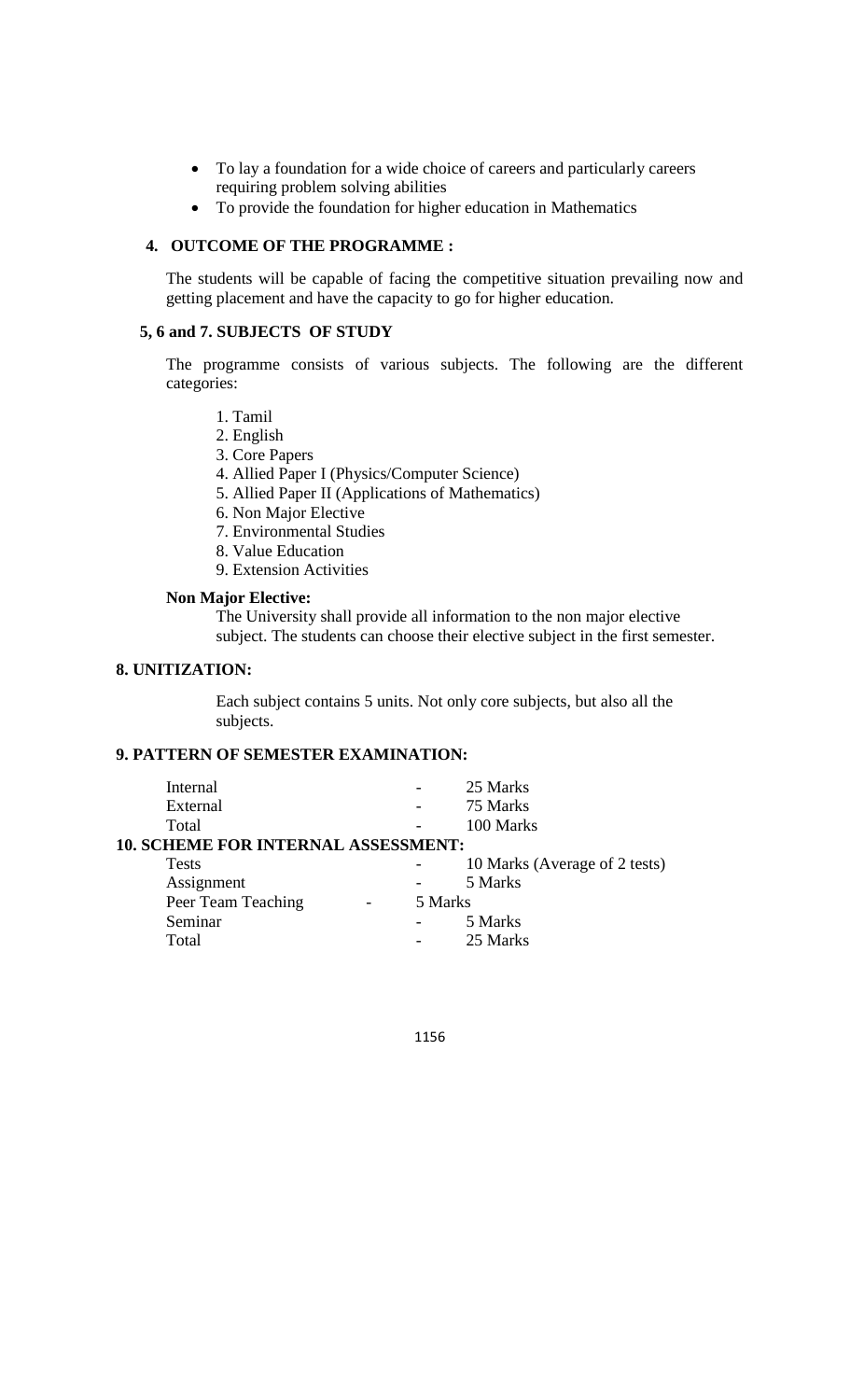- To lay a foundation for a wide choice of careers and particularly careers requiring problem solving abilities
- To provide the foundation for higher education in Mathematics

## 4. OUTCOME OF THE PROGRAMME :

The students will be capable of facing the competitive situation prevailing now and getting placement and have the capacity to go for higher education.

## 5, 6 and 7. SUBJECTS OF STUDY

The programme consists of various subjects. The following are the different categories:

1. Tamil
2. English
3. Core Papers
4. Allied Paper I (Physics/Computer Science)
5. Allied Paper II (Applications of Mathematics)
6. Non Major Elective
7. Environmental Studies
8. Value Education
9. Extension Activities

**Non Major Elective:**

The University shall provide all information to the non major elective subject. The students can choose their elective subject in the first semester.

## 8. UNITIZATION:

Each subject contains 5 units. Not only core subjects, but also all the subjects.

## 9. PATTERN OF SEMESTER EXAMINATION:

| | | |
|---|---|---|
| Internal | - | 25 Marks |
| External | - | 75 Marks |
| Total | - | 100 Marks |

## 10. SCHEME FOR INTERNAL ASSESSMENT:

| | | |
|---|---|---|
| Tests | - | 10 Marks (Average of 2 tests) |
| Assignment | - | 5 Marks |
| Peer Team Teaching | - | 5 Marks |
| Seminar | - | 5 Marks |
| Total | - | 25 Marks |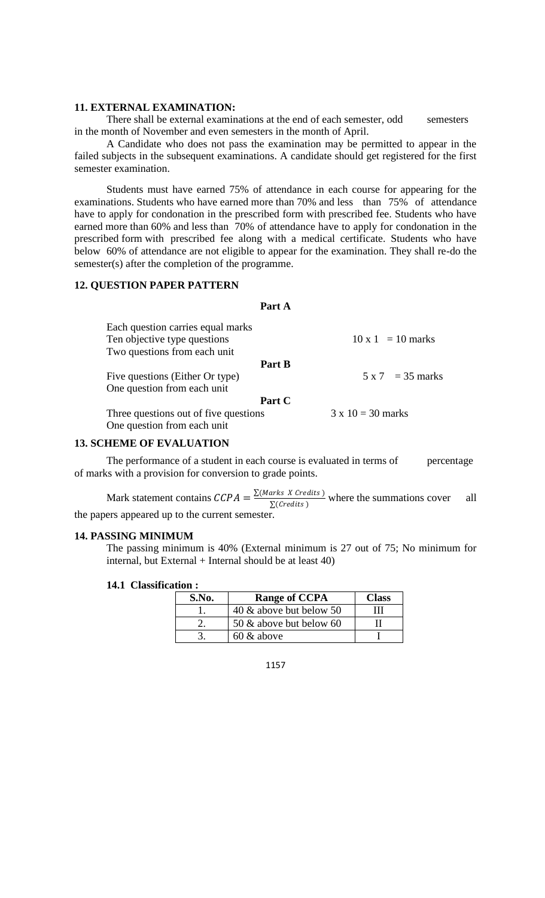## 11. EXTERNAL EXAMINATION:

There shall be external examinations at the end of each semester, odd semesters in the month of November and even semesters in the month of April.

A Candidate who does not pass the examination may be permitted to appear in the failed subjects in the subsequent examinations. A candidate should get registered for the first semester examination.

Students must have earned 75% of attendance in each course for appearing for the examinations. Students who have earned more than 70% and less than 75% of attendance have to apply for condonation in the prescribed form with prescribed fee. Students who have earned more than 60% and less than 70% of attendance have to apply for condonation in the prescribed form with prescribed fee along with a medical certificate. Students who have below 60% of attendance are not eligible to appear for the examination. They shall re-do the semester(s) after the completion of the programme.

## 12. QUESTION PAPER PATTERN

**Part A**

Each question carries equal marks
Ten objective type questions $10 \times 1 = 10$ marks
Two questions from each unit

**Part B**

Five questions (Either Or type) $5 \times 7 = 35$ marks
One question from each unit

**Part C**

Three questions out of five questions $3 \times 10 = 30$ marks
One question from each unit

## 13. SCHEME OF EVALUATION

The performance of a student in each course is evaluated in terms of percentage of marks with a provision for conversion to grade points.

Mark statement contains $CCPA = \frac{\sum(Marks\ X\ Credits)}{\sum(Credits)}$ where the summations cover all the papers appeared up to the current semester.

## 14. PASSING MINIMUM

The passing minimum is 40% (External minimum is 27 out of 75; No minimum for internal, but External + Internal should be at least 40)

### 14.1 Classification :

| S.No. | Range of CCPA | Class |
|---|---|---|
| 1. | 40 & above but below 50 | III |
| 2. | 50 & above but below 60 | II |
| 3. | 60 & above | I |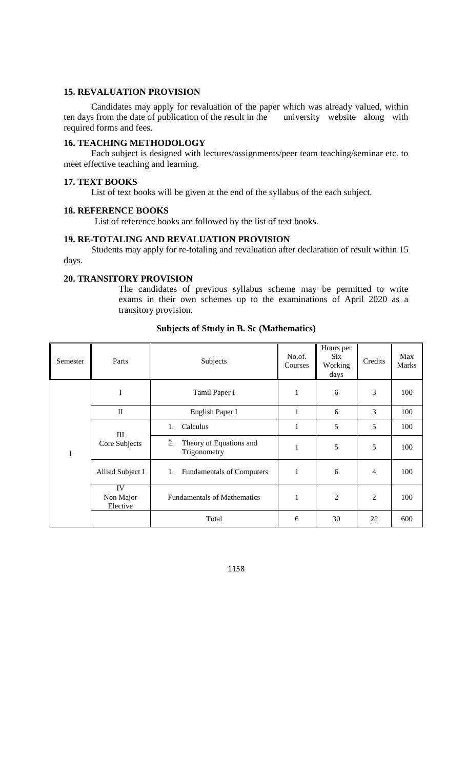## 15. REVALUATION PROVISION

Candidates may apply for revaluation of the paper which was already valued, within ten days from the date of publication of the result in the university website along with required forms and fees.

## 16. TEACHING METHODOLOGY

Each subject is designed with lectures/assignments/peer team teaching/seminar etc. to meet effective teaching and learning.

## 17. TEXT BOOKS

List of text books will be given at the end of the syllabus of the each subject.

## 18. REFERENCE BOOKS

List of reference books are followed by the list of text books.

## 19. RE-TOTALING AND REVALUATION PROVISION

Students may apply for re-totaling and revaluation after declaration of result within 15 days.

## 20. TRANSITORY PROVISION

The candidates of previous syllabus scheme may be permitted to write exams in their own schemes up to the examinations of April 2020 as a transitory provision.

**Subjects of Study in B. Sc (Mathematics)**

| Semester | Parts | Subjects | No.of. Courses | Hours per Six Working days | Credits | Max Marks |
|---|---|---|---|---|---|---|
| I | I | Tamil Paper I | 1 | 6 | 3 | 100 |
| | II | English Paper I | 1 | 6 | 3 | 100 |
| | III Core Subjects | 1. Calculus | 1 | 5 | 5 | 100 |
| | | 2. Theory of Equations and Trigonometry | 1 | 5 | 5 | 100 |
| | Allied Subject I | 1. Fundamentals of Computers | 1 | 6 | 4 | 100 |
| | IV Non Major Elective | Fundamentals of Mathematics | 1 | 2 | 2 | 100 |
| | | Total | 6 | 30 | 22 | 600 |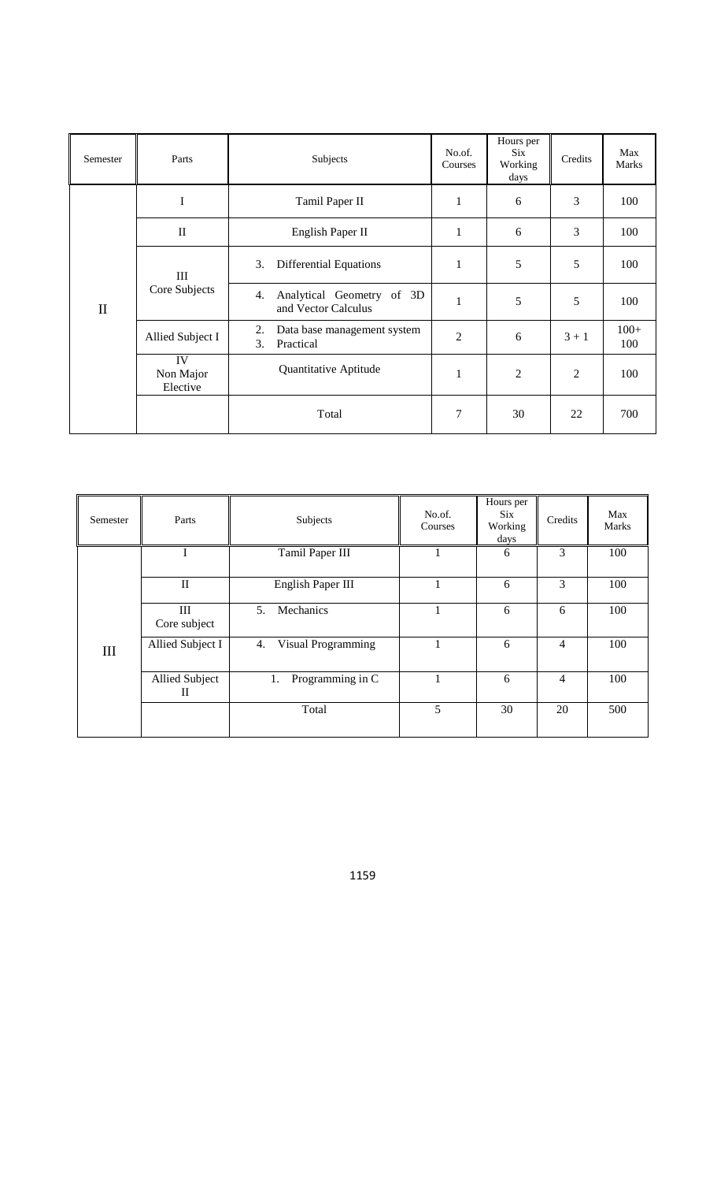| Semester | Parts | Subjects | No.of. Courses | Hours per Six Working days | Credits | Max Marks |
|---|---|---|---|---|---|---|
| II | I | Tamil Paper II | 1 | 6 | 3 | 100 |
| | II | English Paper II | 1 | 6 | 3 | 100 |
| | III Core Subjects | 3. Differential Equations | 1 | 5 | 5 | 100 |
| | | 4. Analytical Geometry of 3D and Vector Calculus | 1 | 5 | 5 | 100 |
| | Allied Subject I | 2. Data base management system<br>3. Practical | 2 | 6 | 3 + 1 | 100+ 100 |
| | IV Non Major Elective | Quantitative Aptitude | 1 | 2 | 2 | 100 |
| | | Total | 7 | 30 | 22 | 700 |

| Semester | Parts | Subjects | No.of. Courses | Hours per Six Working days | Credits | Max Marks |
|---|---|---|---|---|---|---|
| III | I | Tamil Paper III | 1 | 6 | 3 | 100 |
| | II | English Paper III | 1 | 6 | 3 | 100 |
| | III Core subject | 5. Mechanics | 1 | 6 | 6 | 100 |
| | Allied Subject I | 4. Visual Programming | 1 | 6 | 4 | 100 |
| | Allied Subject II | 1. Programming in C | 1 | 6 | 4 | 100 |
| | | Total | 5 | 30 | 20 | 500 |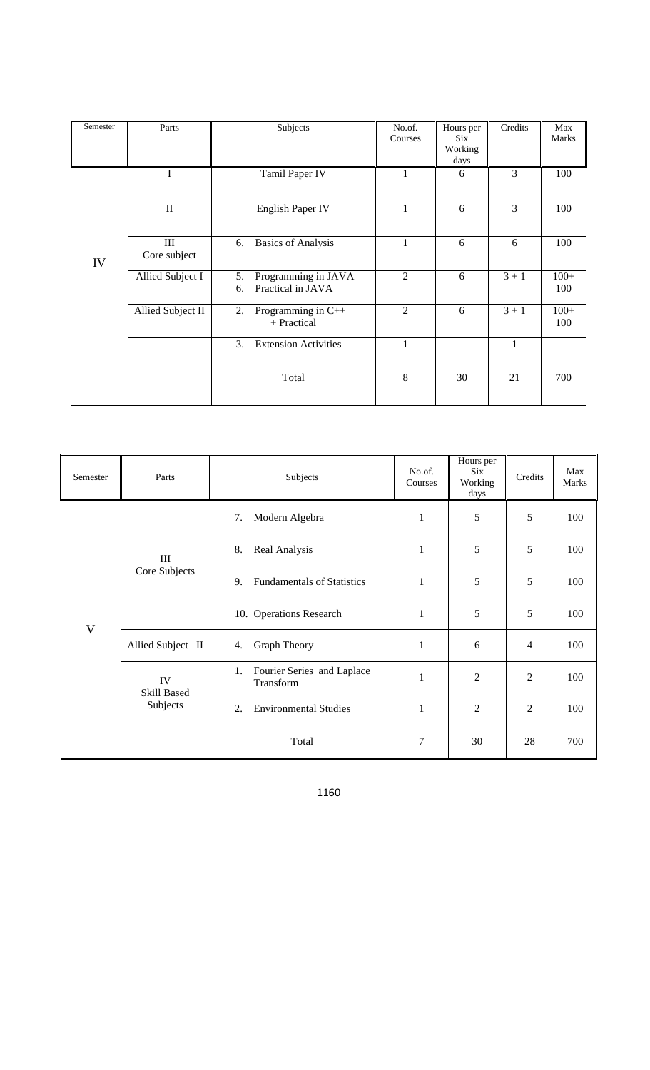| Semester | Parts | Subjects | No.of. Courses | Hours per Six Working days | Credits | Max Marks |
|---|---|---|---|---|---|---|
| IV | I | Tamil Paper IV | 1 | 6 | 3 | 100 |
| | II | English Paper IV | 1 | 6 | 3 | 100 |
| | III Core subject | 6. Basics of Analysis | 1 | 6 | 6 | 100 |
| | Allied Subject I | 5. Programming in JAVA<br>6. Practical in JAVA | 2 | 6 | 3 + 1 | 100+ 100 |
| | Allied Subject II | 2. Programming in C++ + Practical | 2 | 6 | 3 + 1 | 100+ 100 |
| | | 3. Extension Activities | 1 | | 1 | |
| | | Total | 8 | 30 | 21 | 700 |

| Semester | Parts | Subjects | No.of. Courses | Hours per Six Working days | Credits | Max Marks |
|---|---|---|---|---|---|---|
| V | III Core Subjects | 7. Modern Algebra | 1 | 5 | 5 | 100 |
| | | 8. Real Analysis | 1 | 5 | 5 | 100 |
| | | 9. Fundamentals of Statistics | 1 | 5 | 5 | 100 |
| | | 10. Operations Research | 1 | 5 | 5 | 100 |
| | Allied Subject II | 4. Graph Theory | 1 | 6 | 4 | 100 |
| | IV Skill Based Subjects | 1. Fourier Series and Laplace Transform | 1 | 2 | 2 | 100 |
| | | 2. Environmental Studies | 1 | 2 | 2 | 100 |
| | | Total | 7 | 30 | 28 | 700 |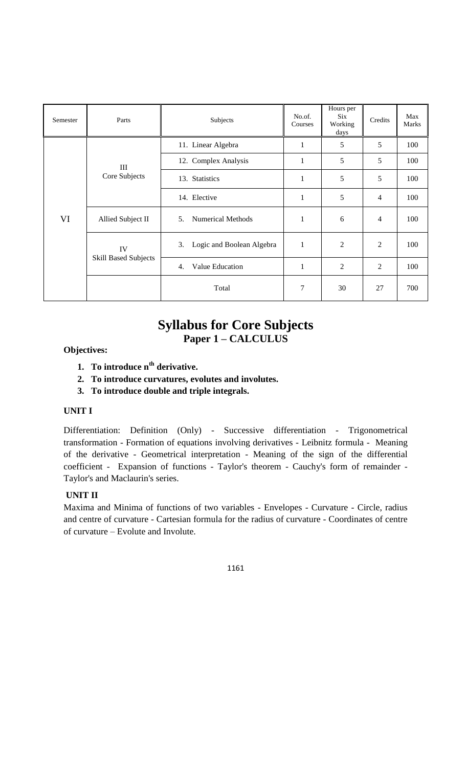| Semester | Parts | Subjects | No.of. Courses | Hours per Six Working days | Credits | Max Marks |
|---|---|---|---|---|---|---|
| VI | III Core Subjects | 11. Linear Algebra | 1 | 5 | 5 | 100 |
| | | 12. Complex Analysis | 1 | 5 | 5 | 100 |
| | | 13. Statistics | 1 | 5 | 5 | 100 |
| | | 14. Elective | 1 | 5 | 4 | 100 |
| | Allied Subject II | 5. Numerical Methods | 1 | 6 | 4 | 100 |
| | IV Skill Based Subjects | 3. Logic and Boolean Algebra | 1 | 2 | 2 | 100 |
| | | 4. Value Education | 1 | 2 | 2 | 100 |
| | | Total | 7 | 30 | 27 | 700 |

# Syllabus for Core Subjects

## Paper 1 – CALCULUS

**Objectives:**

1. **To introduce $n^{th}$ derivative.**
2. **To introduce curvatures, evolutes and involutes.**
3. **To introduce double and triple integrals.**

### UNIT I

Differentiation: Definition (Only) - Successive differentiation - Trigonometrical transformation - Formation of equations involving derivatives - Leibnitz formula - Meaning of the derivative - Geometrical interpretation - Meaning of the sign of the differential coefficient - Expansion of functions - Taylor's theorem - Cauchy's form of remainder - Taylor's and Maclaurin's series.

### UNIT II

Maxima and Minima of functions of two variables - Envelopes - Curvature - Circle, radius and centre of curvature - Cartesian formula for the radius of curvature - Coordinates of centre of curvature – Evolute and Involute.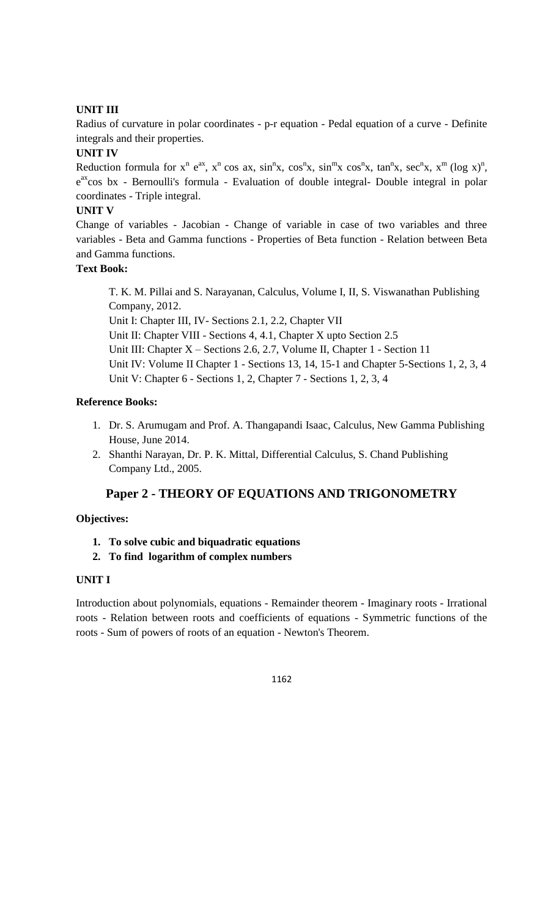**UNIT III**

Radius of curvature in polar coordinates - p-r equation - Pedal equation of a curve - Definite integrals and their properties.

**UNIT IV**

Reduction formula for $x^n e^{ax}$, $x^n \cos ax$, $\sin^n x$, $\cos^n x$, $\sin^m x \cos^n x$, $\tan^n x$, $\sec^n x$, $x^m (\log x)^n$, $e^{ax} \cos bx$ - Bernoulli's formula - Evaluation of double integral- Double integral in polar coordinates - Triple integral.

**UNIT V**

Change of variables - Jacobian - Change of variable in case of two variables and three variables - Beta and Gamma functions - Properties of Beta function - Relation between Beta and Gamma functions.

**Text Book:**

T. K. M. Pillai and S. Narayanan, Calculus, Volume I, II, S. Viswanathan Publishing Company, 2012.
Unit I: Chapter III, IV- Sections 2.1, 2.2, Chapter VII
Unit II: Chapter VIII - Sections 4, 4.1, Chapter X upto Section 2.5
Unit III: Chapter X – Sections 2.6, 2.7, Volume II, Chapter 1 - Section 11
Unit IV: Volume II Chapter 1 - Sections 13, 14, 15-1 and Chapter 5-Sections 1, 2, 3, 4
Unit V: Chapter 6 - Sections 1, 2, Chapter 7 - Sections 1, 2, 3, 4

**Reference Books:**

1. Dr. S. Arumugam and Prof. A. Thangapandi Isaac, Calculus, New Gamma Publishing House, June 2014.
2. Shanthi Narayan, Dr. P. K. Mittal, Differential Calculus, S. Chand Publishing Company Ltd., 2005.

## Paper 2 - THEORY OF EQUATIONS AND TRIGONOMETRY

**Objectives:**

1. **To solve cubic and biquadratic equations**
2. **To find logarithm of complex numbers**

**UNIT I**

Introduction about polynomials, equations - Remainder theorem - Imaginary roots - Irrational roots - Relation between roots and coefficients of equations - Symmetric functions of the roots - Sum of powers of roots of an equation - Newton's Theorem.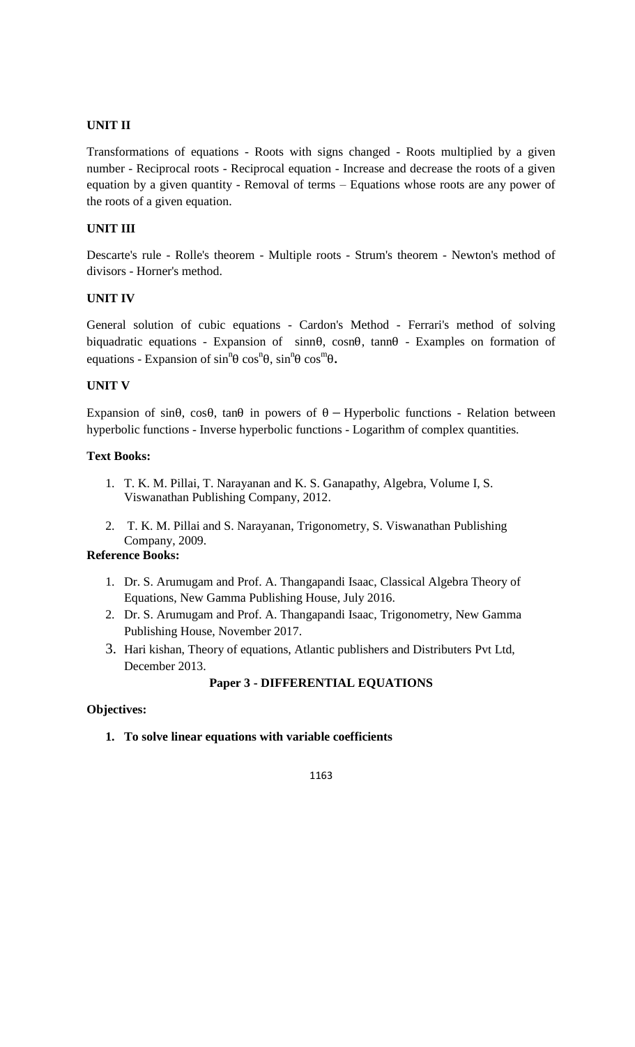**UNIT II**

Transformations of equations - Roots with signs changed - Roots multiplied by a given number - Reciprocal roots - Reciprocal equation - Increase and decrease the roots of a given equation by a given quantity - Removal of terms – Equations whose roots are any power of the roots of a given equation.

**UNIT III**

Descarte's rule - Rolle's theorem - Multiple roots - Strum's theorem - Newton's method of divisors - Horner's method.

**UNIT IV**

General solution of cubic equations - Cardon's Method - Ferrari's method of solving biquadratic equations - Expansion of $\sin n\theta$, $\cos n\theta$, $\tan n\theta$ - Examples on formation of equations - Expansion of $\sin^n\theta \cos^n\theta$, $\sin^n\theta \cos^m\theta$.

**UNIT V**

Expansion of $\sin\theta$, $\cos\theta$, $\tan\theta$ in powers of $\theta$ – Hyperbolic functions - Relation between hyperbolic functions - Inverse hyperbolic functions - Logarithm of complex quantities.

**Text Books:**

1. T. K. M. Pillai, T. Narayanan and K. S. Ganapathy, Algebra, Volume I, S. Viswanathan Publishing Company, 2012.
2. T. K. M. Pillai and S. Narayanan, Trigonometry, S. Viswanathan Publishing Company, 2009.

**Reference Books:**

1. Dr. S. Arumugam and Prof. A. Thangapandi Isaac, Classical Algebra Theory of Equations, New Gamma Publishing House, July 2016.
2. Dr. S. Arumugam and Prof. A. Thangapandi Isaac, Trigonometry, New Gamma Publishing House, November 2017.
3. Hari kishan, Theory of equations, Atlantic publishers and Distributers Pvt Ltd, December 2013.

**Paper 3 - DIFFERENTIAL EQUATIONS**

**Objectives:**

1. **To solve linear equations with variable coefficients**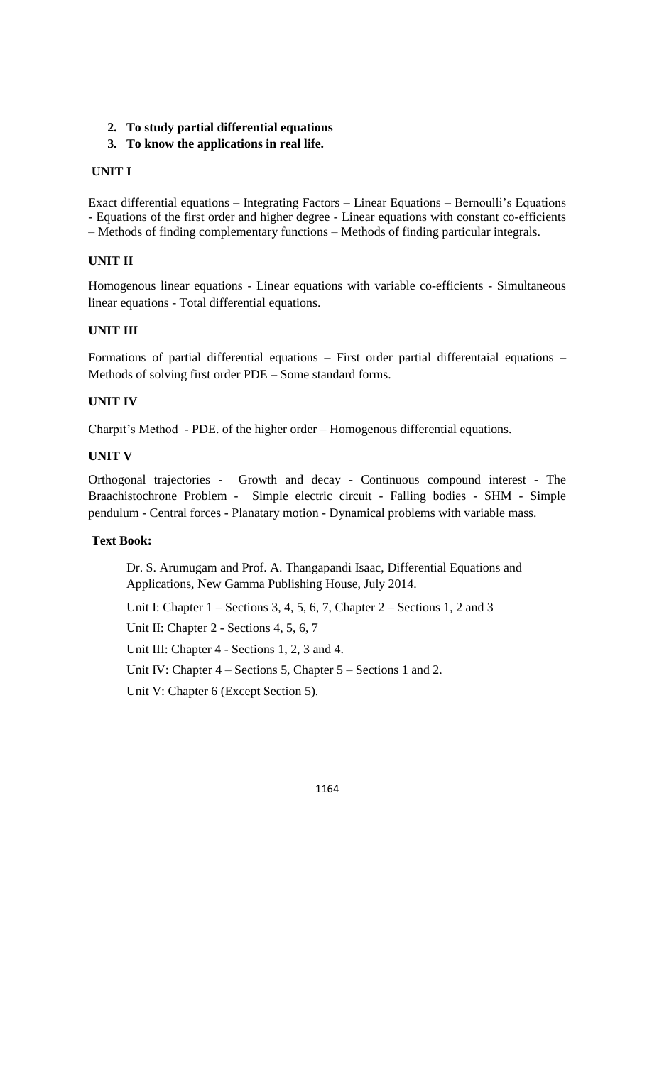2. **To study partial differential equations**
3. **To know the applications in real life.**

**UNIT I**

Exact differential equations – Integrating Factors – Linear Equations – Bernoulli's Equations - Equations of the first order and higher degree - Linear equations with constant co-efficients – Methods of finding complementary functions – Methods of finding particular integrals.

**UNIT II**

Homogenous linear equations - Linear equations with variable co-efficients - Simultaneous linear equations - Total differential equations.

**UNIT III**

Formations of partial differential equations – First order partial differentaial equations – Methods of solving first order PDE – Some standard forms.

**UNIT IV**

Charpit's Method - PDE. of the higher order – Homogenous differential equations.

**UNIT V**

Orthogonal trajectories - Growth and decay - Continuous compound interest - The Braachistochrone Problem - Simple electric circuit - Falling bodies - SHM - Simple pendulum - Central forces - Planatary motion - Dynamical problems with variable mass.

**Text Book:**

Dr. S. Arumugam and Prof. A. Thangapandi Isaac, Differential Equations and Applications, New Gamma Publishing House, July 2014.

Unit I: Chapter 1 – Sections 3, 4, 5, 6, 7, Chapter 2 – Sections 1, 2 and 3

Unit II: Chapter 2 - Sections 4, 5, 6, 7

Unit III: Chapter 4 - Sections 1, 2, 3 and 4.

Unit IV: Chapter 4 – Sections 5, Chapter 5 – Sections 1 and 2.

Unit V: Chapter 6 (Except Section 5).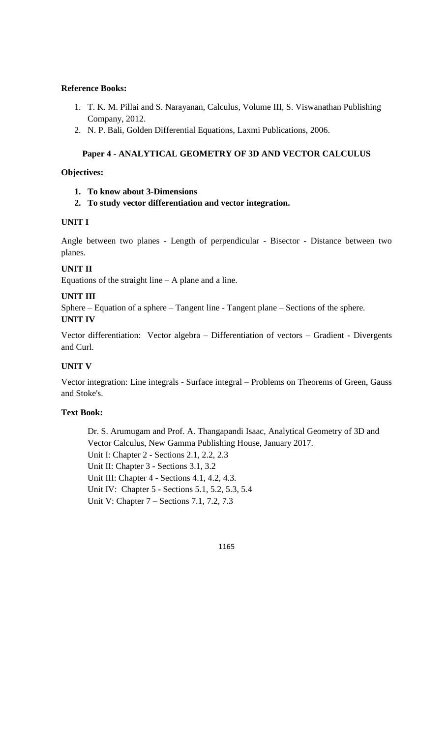**Reference Books:**

1. T. K. M. Pillai and S. Narayanan, Calculus, Volume III, S. Viswanathan Publishing Company, 2012.
2. N. P. Bali, Golden Differential Equations, Laxmi Publications, 2006.

## Paper 4 - ANALYTICAL GEOMETRY OF 3D AND VECTOR CALCULUS

**Objectives:**

1. **To know about 3-Dimensions**
2. **To study vector differentiation and vector integration.**

### UNIT I

Angle between two planes - Length of perpendicular - Bisector - Distance between two planes.

### UNIT II

Equations of the straight line – A plane and a line.

### UNIT III

Sphere – Equation of a sphere – Tangent line - Tangent plane – Sections of the sphere.

### UNIT IV

Vector differentiation: Vector algebra – Differentiation of vectors – Gradient - Divergents and Curl.

### UNIT V

Vector integration: Line integrals - Surface integral – Problems on Theorems of Green, Gauss and Stoke's.

**Text Book:**

Dr. S. Arumugam and Prof. A. Thangapandi Isaac, Analytical Geometry of 3D and Vector Calculus, New Gamma Publishing House, January 2017.
Unit I: Chapter 2 - Sections 2.1, 2.2, 2.3
Unit II: Chapter 3 - Sections 3.1, 3.2
Unit III: Chapter 4 - Sections 4.1, 4.2, 4.3.
Unit IV: Chapter 5 - Sections 5.1, 5.2, 5.3, 5.4
Unit V: Chapter 7 – Sections 7.1, 7.2, 7.3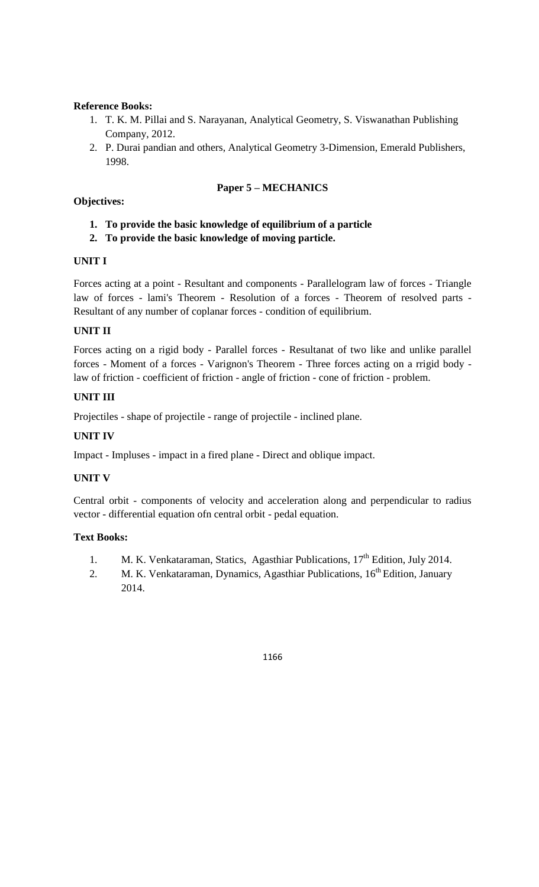**Reference Books:**

1. T. K. M. Pillai and S. Narayanan, Analytical Geometry, S. Viswanathan Publishing Company, 2012.
2. P. Durai pandian and others, Analytical Geometry 3-Dimension, Emerald Publishers, 1998.

## Paper 5 – MECHANICS

**Objectives:**

1. **To provide the basic knowledge of equilibrium of a particle**
2. **To provide the basic knowledge of moving particle.**

### UNIT I

Forces acting at a point - Resultant and components - Parallelogram law of forces - Triangle law of forces - lami's Theorem - Resolution of a forces - Theorem of resolved parts - Resultant of any number of coplanar forces - condition of equilibrium.

### UNIT II

Forces acting on a rigid body - Parallel forces - Resultanat of two like and unlike parallel forces - Moment of a forces - Varignon's Theorem - Three forces acting on a rrigid body - law of friction - coefficient of friction - angle of friction - cone of friction - problem.

### UNIT III

Projectiles - shape of projectile - range of projectile - inclined plane.

### UNIT IV

Impact - Impluses - impact in a fired plane - Direct and oblique impact.

### UNIT V

Central orbit - components of velocity and acceleration along and perpendicular to radius vector - differential equation ofn central orbit - pedal equation.

**Text Books:**

1. M. K. Venkataraman, Statics, Agasthiar Publications, 17th Edition, July 2014.
2. M. K. Venkataraman, Dynamics, Agasthiar Publications, 16th Edition, January 2014.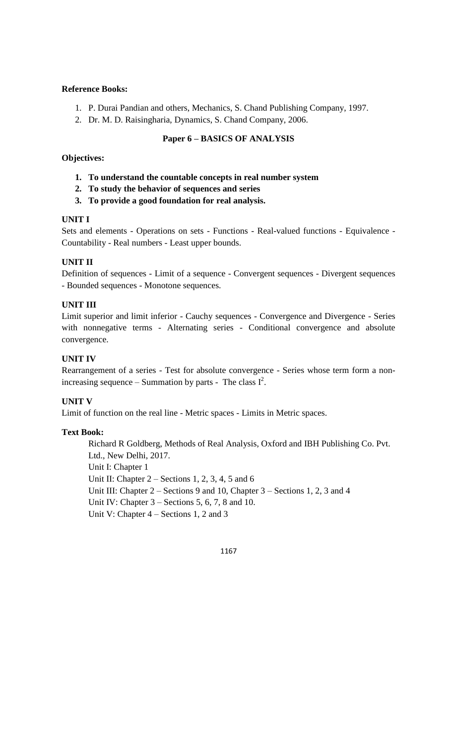**Reference Books:**

1. P. Durai Pandian and others, Mechanics, S. Chand Publishing Company, 1997.
2. Dr. M. D. Raisingharia, Dynamics, S. Chand Company, 2006.

## Paper 6 – BASICS OF ANALYSIS

**Objectives:**

1. **To understand the countable concepts in real number system**
2. **To study the behavior of sequences and series**
3. **To provide a good foundation for real analysis.**

**UNIT I**

Sets and elements - Operations on sets - Functions - Real-valued functions - Equivalence - Countability - Real numbers - Least upper bounds.

**UNIT II**

Definition of sequences - Limit of a sequence - Convergent sequences - Divergent sequences - Bounded sequences - Monotone sequences.

**UNIT III**

Limit superior and limit inferior - Cauchy sequences - Convergence and Divergence - Series with nonnegative terms - Alternating series - Conditional convergence and absolute convergence.

**UNIT IV**

Rearrangement of a series - Test for absolute convergence - Series whose term form a non-increasing sequence – Summation by parts - The class $I^2$.

**UNIT V**

Limit of function on the real line - Metric spaces - Limits in Metric spaces.

**Text Book:**

Richard R Goldberg, Methods of Real Analysis, Oxford and IBH Publishing Co. Pvt. Ltd., New Delhi, 2017.
Unit I: Chapter 1
Unit II: Chapter 2 – Sections 1, 2, 3, 4, 5 and 6
Unit III: Chapter 2 – Sections 9 and 10, Chapter 3 – Sections 1, 2, 3 and 4
Unit IV: Chapter 3 – Sections 5, 6, 7, 8 and 10.
Unit V: Chapter 4 – Sections 1, 2 and 3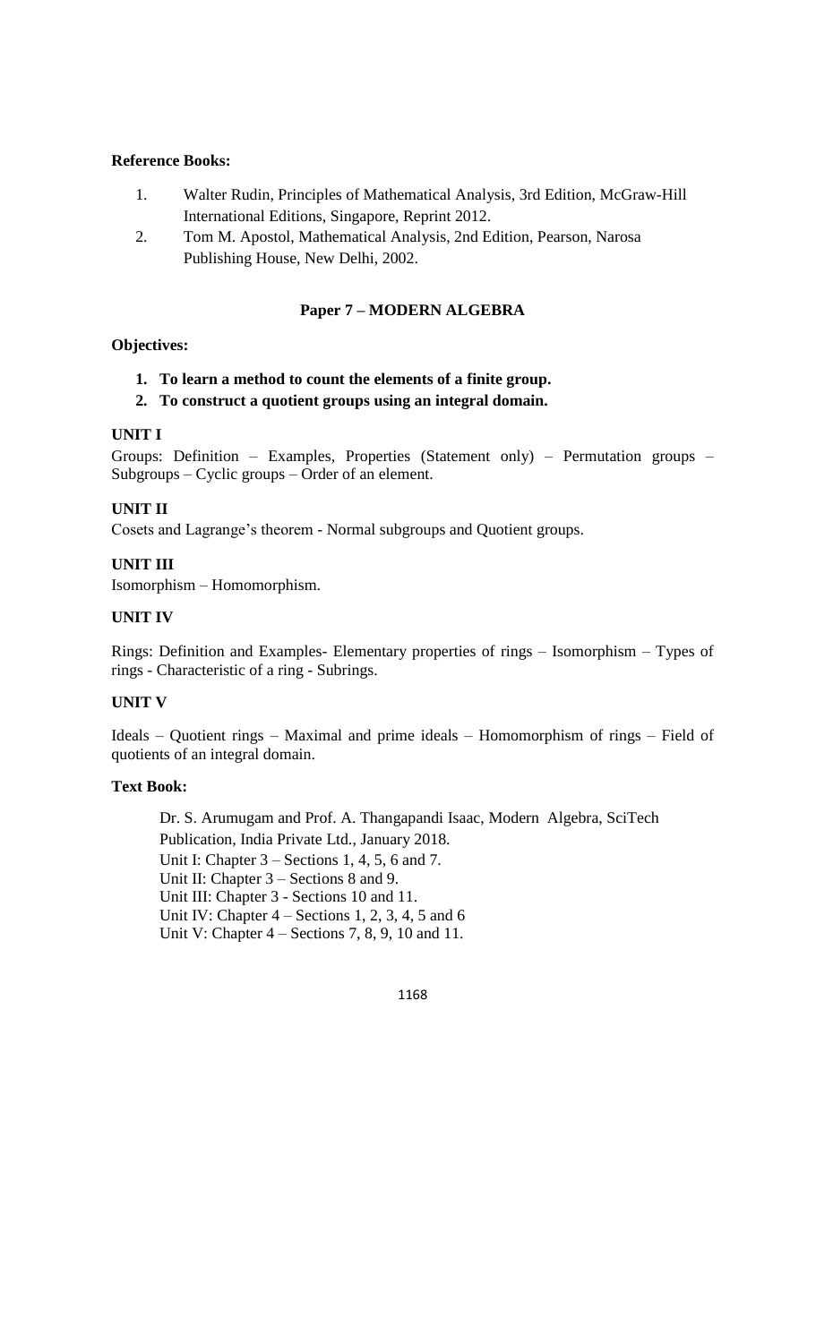**Reference Books:**

1. Walter Rudin, Principles of Mathematical Analysis, 3rd Edition, McGraw-Hill International Editions, Singapore, Reprint 2012.
2. Tom M. Apostol, Mathematical Analysis, 2nd Edition, Pearson, Narosa Publishing House, New Delhi, 2002.

## Paper 7 – MODERN ALGEBRA

**Objectives:**

1. **To learn a method to count the elements of a finite group.**
2. **To construct a quotient groups using an integral domain.**

**UNIT I**

Groups: Definition – Examples, Properties (Statement only) – Permutation groups – Subgroups – Cyclic groups – Order of an element.

**UNIT II**

Cosets and Lagrange's theorem - Normal subgroups and Quotient groups.

**UNIT III**

Isomorphism – Homomorphism.

**UNIT IV**

Rings: Definition and Examples- Elementary properties of rings – Isomorphism – Types of rings - Characteristic of a ring - Subrings.

**UNIT V**

Ideals – Quotient rings – Maximal and prime ideals – Homomorphism of rings – Field of quotients of an integral domain.

**Text Book:**

Dr. S. Arumugam and Prof. A. Thangapandi Isaac, Modern Algebra, SciTech Publication, India Private Ltd., January 2018.
Unit I: Chapter 3 – Sections 1, 4, 5, 6 and 7.
Unit II: Chapter 3 – Sections 8 and 9.
Unit III: Chapter 3 - Sections 10 and 11.
Unit IV: Chapter 4 – Sections 1, 2, 3, 4, 5 and 6
Unit V: Chapter 4 – Sections 7, 8, 9, 10 and 11.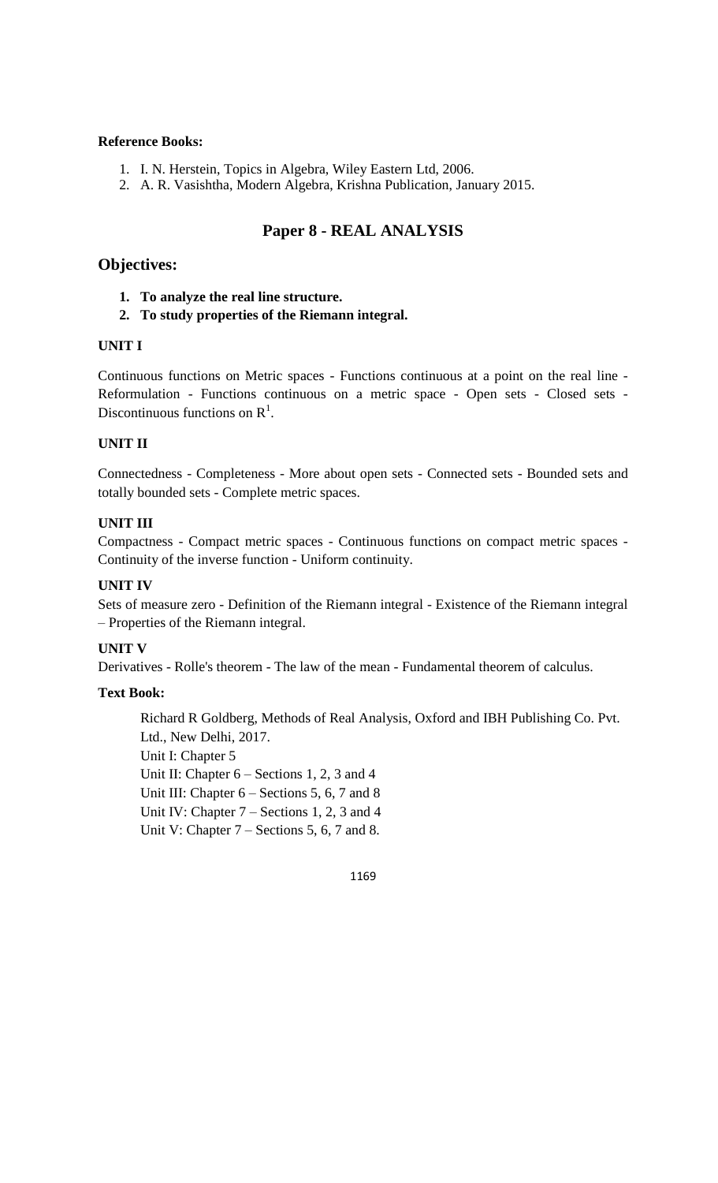**Reference Books:**

1. I. N. Herstein, Topics in Algebra, Wiley Eastern Ltd, 2006.
2. A. R. Vasishtha, Modern Algebra, Krishna Publication, January 2015.

## Paper 8 - REAL ANALYSIS

### Objectives:

1. **To analyze the real line structure.**
2. **To study properties of the Riemann integral.**

**UNIT I**

Continuous functions on Metric spaces - Functions continuous at a point on the real line - Reformulation - Functions continuous on a metric space - Open sets - Closed sets - Discontinuous functions on $R^1$.

**UNIT II**

Connectedness - Completeness - More about open sets - Connected sets - Bounded sets and totally bounded sets - Complete metric spaces.

**UNIT III**

Compactness - Compact metric spaces - Continuous functions on compact metric spaces - Continuity of the inverse function - Uniform continuity.

**UNIT IV**

Sets of measure zero - Definition of the Riemann integral - Existence of the Riemann integral – Properties of the Riemann integral.

**UNIT V**

Derivatives - Rolle's theorem - The law of the mean - Fundamental theorem of calculus.

**Text Book:**

Richard R Goldberg, Methods of Real Analysis, Oxford and IBH Publishing Co. Pvt. Ltd., New Delhi, 2017.
Unit I: Chapter 5
Unit II: Chapter 6 – Sections 1, 2, 3 and 4
Unit III: Chapter 6 – Sections 5, 6, 7 and 8
Unit IV: Chapter 7 – Sections 1, 2, 3 and 4
Unit V: Chapter 7 – Sections 5, 6, 7 and 8.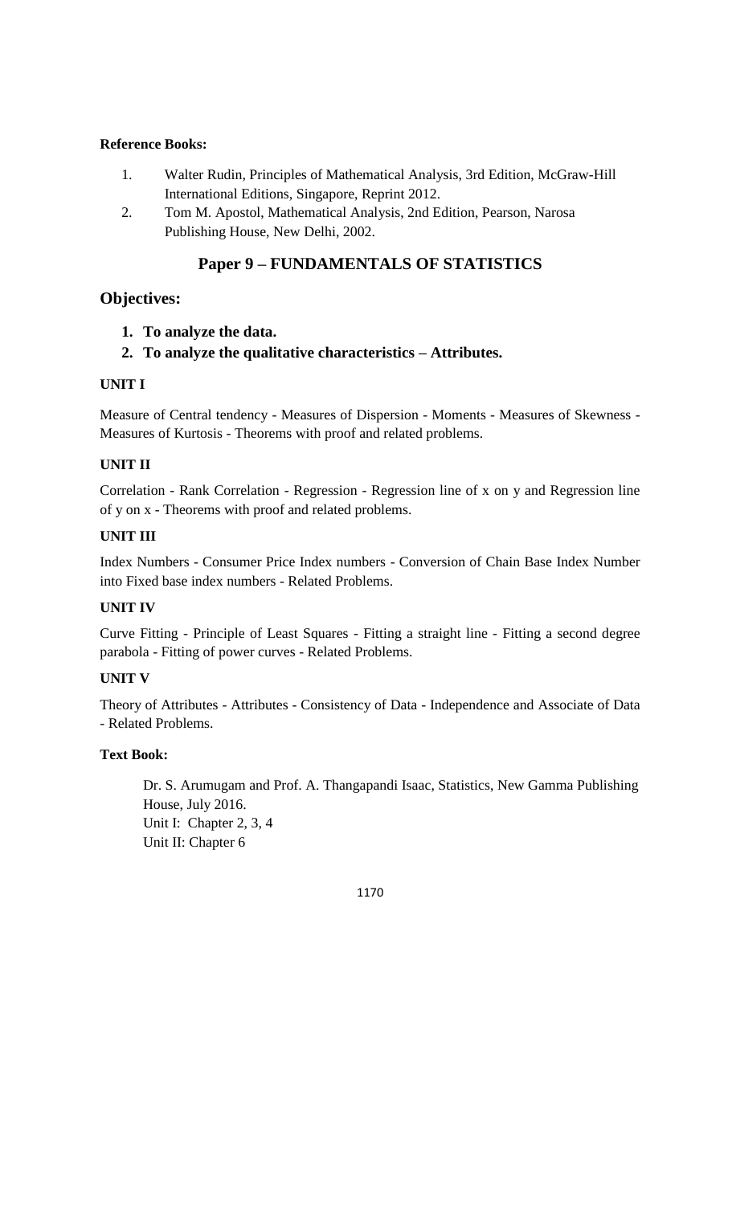**Reference Books:**

1. Walter Rudin, Principles of Mathematical Analysis, 3rd Edition, McGraw-Hill International Editions, Singapore, Reprint 2012.
2. Tom M. Apostol, Mathematical Analysis, 2nd Edition, Pearson, Narosa Publishing House, New Delhi, 2002.

## Paper 9 – FUNDAMENTALS OF STATISTICS

## Objectives:

1. **To analyze the data.**
2. **To analyze the qualitative characteristics – Attributes.**

**UNIT I**

Measure of Central tendency - Measures of Dispersion - Moments - Measures of Skewness - Measures of Kurtosis - Theorems with proof and related problems.

**UNIT II**

Correlation - Rank Correlation - Regression - Regression line of x on y and Regression line of y on x - Theorems with proof and related problems.

**UNIT III**

Index Numbers - Consumer Price Index numbers - Conversion of Chain Base Index Number into Fixed base index numbers - Related Problems.

**UNIT IV**

Curve Fitting - Principle of Least Squares - Fitting a straight line - Fitting a second degree parabola - Fitting of power curves - Related Problems.

**UNIT V**

Theory of Attributes - Attributes - Consistency of Data - Independence and Associate of Data - Related Problems.

**Text Book:**

Dr. S. Arumugam and Prof. A. Thangapandi Isaac, Statistics, New Gamma Publishing House, July 2016.
Unit I: Chapter 2, 3, 4
Unit II: Chapter 6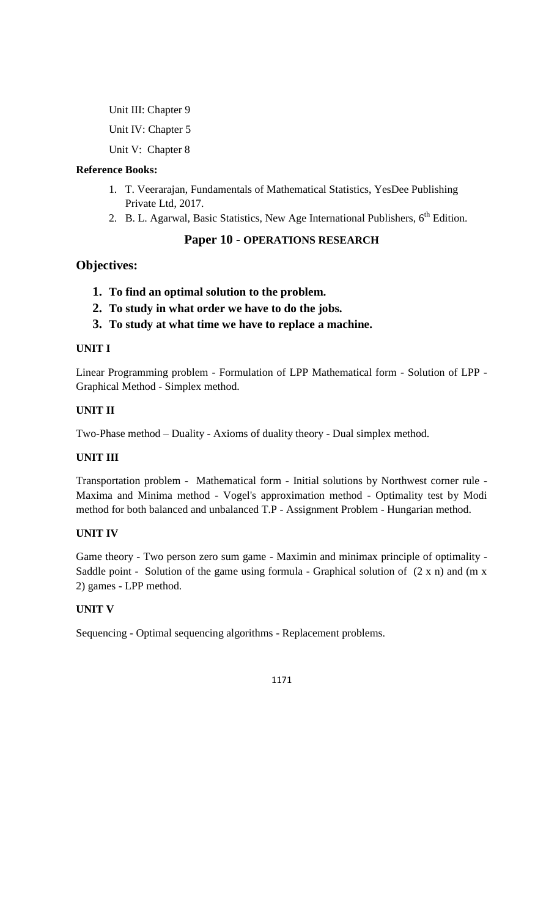Unit III: Chapter 9

Unit IV: Chapter 5

Unit V: Chapter 8

**Reference Books:**

1. T. Veerarajan, Fundamentals of Mathematical Statistics, YesDee Publishing Private Ltd, 2017.
2. B. L. Agarwal, Basic Statistics, New Age International Publishers, 6th Edition.

## Paper 10 - OPERATIONS RESEARCH

## Objectives:

1. **To find an optimal solution to the problem.**
2. **To study in what order we have to do the jobs.**
3. **To study at what time we have to replace a machine.**

### UNIT I

Linear Programming problem - Formulation of LPP Mathematical form - Solution of LPP - Graphical Method - Simplex method.

### UNIT II

Two-Phase method – Duality - Axioms of duality theory - Dual simplex method.

### UNIT III

Transportation problem - Mathematical form - Initial solutions by Northwest corner rule - Maxima and Minima method - Vogel's approximation method - Optimality test by Modi method for both balanced and unbalanced T.P - Assignment Problem - Hungarian method.

### UNIT IV

Game theory - Two person zero sum game - Maximin and minimax principle of optimality - Saddle point - Solution of the game using formula - Graphical solution of (2 x n) and (m x 2) games - LPP method.

### UNIT V

Sequencing - Optimal sequencing algorithms - Replacement problems.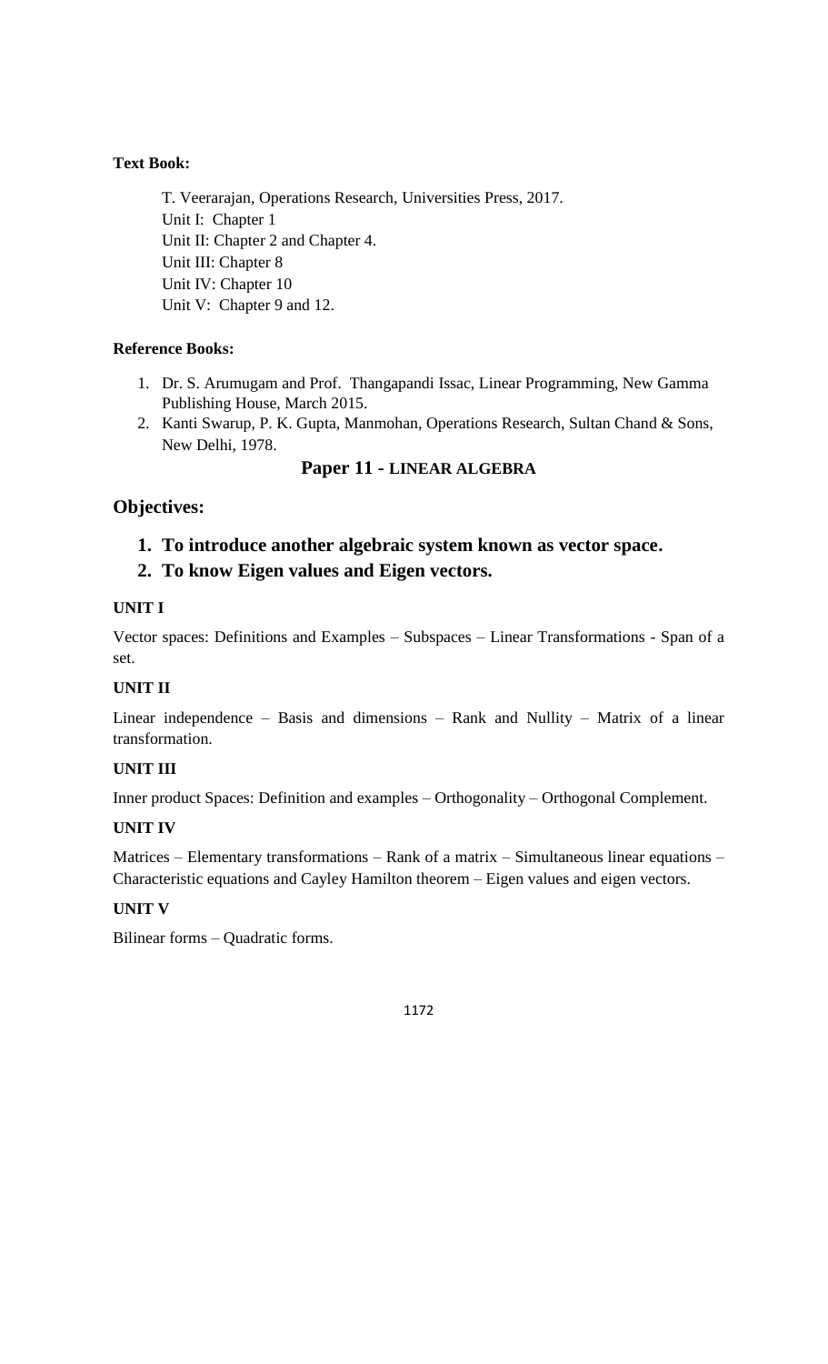**Text Book:**

T. Veerarajan, Operations Research, Universities Press, 2017.
Unit I: Chapter 1
Unit II: Chapter 2 and Chapter 4.
Unit III: Chapter 8
Unit IV: Chapter 10
Unit V: Chapter 9 and 12.

**Reference Books:**

1. Dr. S. Arumugam and Prof. Thangapandi Issac, Linear Programming, New Gamma Publishing House, March 2015.
2. Kanti Swarup, P. K. Gupta, Manmohan, Operations Research, Sultan Chand & Sons, New Delhi, 1978.

## Paper 11 - LINEAR ALGEBRA

## Objectives:

1. **To introduce another algebraic system known as vector space.**
2. **To know Eigen values and Eigen vectors.**

### UNIT I

Vector spaces: Definitions and Examples – Subspaces – Linear Transformations - Span of a set.

### UNIT II

Linear independence – Basis and dimensions – Rank and Nullity – Matrix of a linear transformation.

### UNIT III

Inner product Spaces: Definition and examples – Orthogonality – Orthogonal Complement.

### UNIT IV

Matrices – Elementary transformations – Rank of a matrix – Simultaneous linear equations – Characteristic equations and Cayley Hamilton theorem – Eigen values and eigen vectors.

### UNIT V

Bilinear forms – Quadratic forms.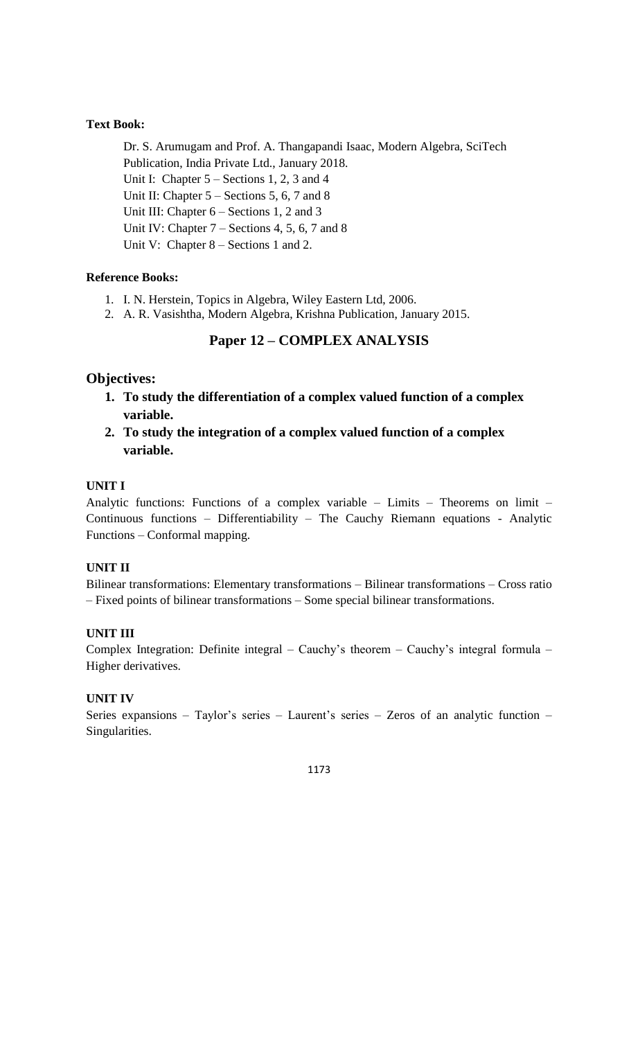**Text Book:**

Dr. S. Arumugam and Prof. A. Thangapandi Isaac, Modern Algebra, SciTech Publication, India Private Ltd., January 2018.
Unit I: Chapter 5 – Sections 1, 2, 3 and 4
Unit II: Chapter 5 – Sections 5, 6, 7 and 8
Unit III: Chapter 6 – Sections 1, 2 and 3
Unit IV: Chapter 7 – Sections 4, 5, 6, 7 and 8
Unit V: Chapter 8 – Sections 1 and 2.

**Reference Books:**

1. I. N. Herstein, Topics in Algebra, Wiley Eastern Ltd, 2006.
2. A. R. Vasishtha, Modern Algebra, Krishna Publication, January 2015.

## Paper 12 – COMPLEX ANALYSIS

### Objectives:

1. **To study the differentiation of a complex valued function of a complex variable.**
2. **To study the integration of a complex valued function of a complex variable.**

**UNIT I**

Analytic functions: Functions of a complex variable – Limits – Theorems on limit – Continuous functions – Differentiability – The Cauchy Riemann equations - Analytic Functions – Conformal mapping.

**UNIT II**

Bilinear transformations: Elementary transformations – Bilinear transformations – Cross ratio – Fixed points of bilinear transformations – Some special bilinear transformations.

**UNIT III**

Complex Integration: Definite integral – Cauchy's theorem – Cauchy's integral formula – Higher derivatives.

**UNIT IV**

Series expansions – Taylor's series – Laurent's series – Zeros of an analytic function – Singularities.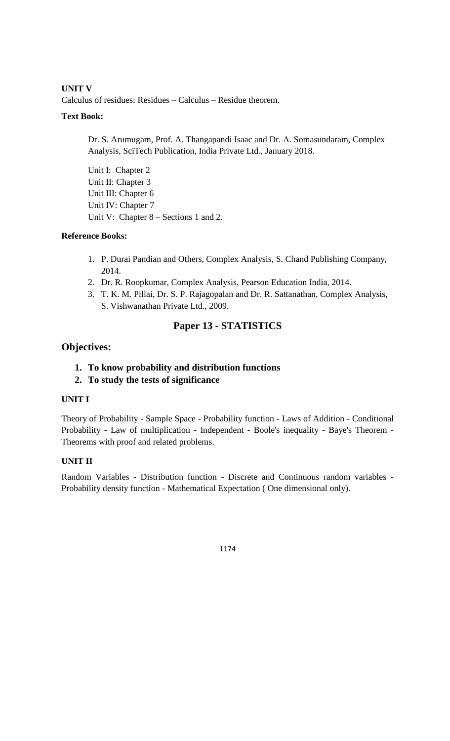**UNIT V**

Calculus of residues: Residues – Calculus – Residue theorem.

**Text Book:**

Dr. S. Arumugam, Prof. A. Thangapandi Isaac and Dr. A. Somasundaram, Complex Analysis, SciTech Publication, India Private Ltd., January 2018.

Unit I: Chapter 2
Unit II: Chapter 3
Unit III: Chapter 6
Unit IV: Chapter 7
Unit V: Chapter 8 – Sections 1 and 2.

**Reference Books:**

1. P. Durai Pandian and Others, Complex Analysis, S. Chand Publishing Company, 2014.
2. Dr. R. Roopkumar, Complex Analysis, Pearson Education India, 2014.
3. T. K. M. Pillai, Dr. S. P. Rajagopalan and Dr. R. Sattanathan, Complex Analysis, S. Vishwanathan Private Ltd., 2009.

## Paper 13 - STATISTICS

## Objectives:

1. **To know probability and distribution functions**
2. **To study the tests of significance**

**UNIT I**

Theory of Probability - Sample Space - Probability function - Laws of Addition - Conditional Probability - Law of multiplication - Independent - Boole's inequality - Baye's Theorem - Theorems with proof and related problems.

**UNIT II**

Random Variables - Distribution function - Discrete and Continuous random variables - Probability density function - Mathematical Expectation ( One dimensional only).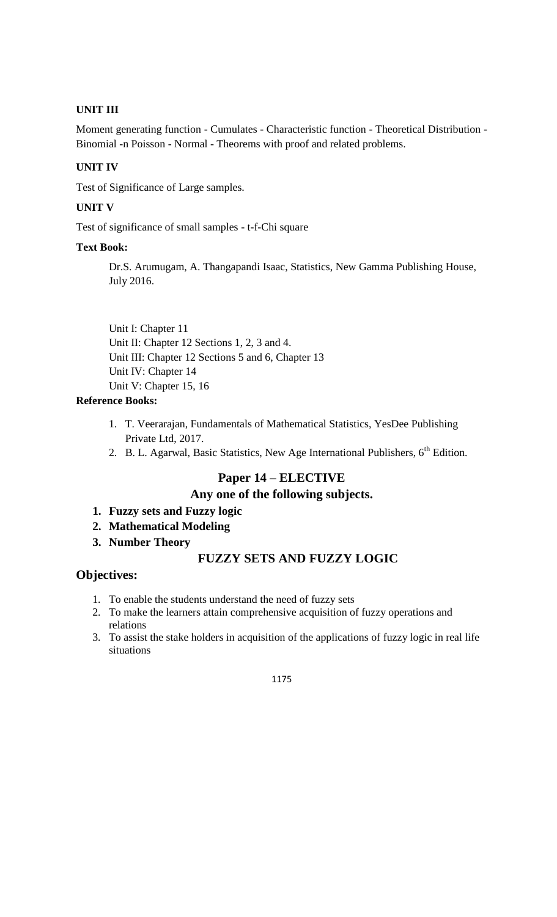**UNIT III**

Moment generating function - Cumulates - Characteristic function - Theoretical Distribution - Binomial -n Poisson - Normal - Theorems with proof and related problems.

**UNIT IV**

Test of Significance of Large samples.

**UNIT V**

Test of significance of small samples - t-f-Chi square

**Text Book:**

Dr.S. Arumugam, A. Thangapandi Isaac, Statistics, New Gamma Publishing House, July 2016.

Unit I: Chapter 11
Unit II: Chapter 12 Sections 1, 2, 3 and 4.
Unit III: Chapter 12 Sections 5 and 6, Chapter 13
Unit IV: Chapter 14
Unit V: Chapter 15, 16

**Reference Books:**

1. T. Veerarajan, Fundamentals of Mathematical Statistics, YesDee Publishing Private Ltd, 2017.
2. B. L. Agarwal, Basic Statistics, New Age International Publishers, 6th Edition.

## Paper 14 – ELECTIVE

### Any one of the following subjects.

1. **Fuzzy sets and Fuzzy logic**
2. **Mathematical Modeling**
3. **Number Theory**

## FUZZY SETS AND FUZZY LOGIC

### Objectives:

1. To enable the students understand the need of fuzzy sets
2. To make the learners attain comprehensive acquisition of fuzzy operations and relations
3. To assist the stake holders in acquisition of the applications of fuzzy logic in real life situations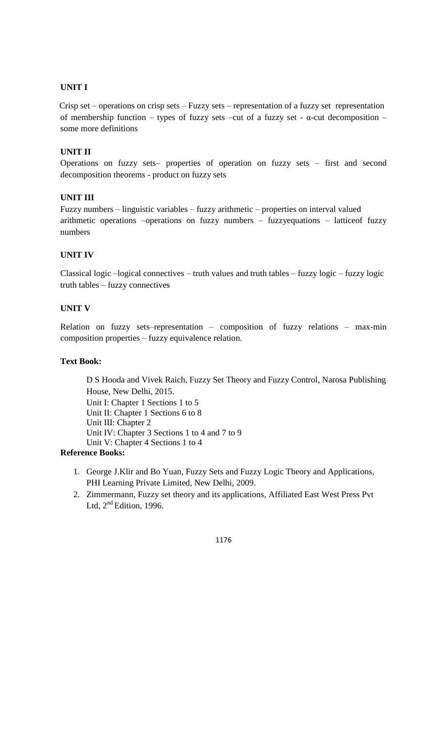### UNIT I

Crisp set – operations on crisp sets – Fuzzy sets – representation of a fuzzy set representation of membership function – types of fuzzy sets –cut of a fuzzy set - α-cut decomposition – some more definitions

### UNIT II

Operations on fuzzy sets– properties of operation on fuzzy sets – first and second decomposition theorems - product on fuzzy sets

### UNIT III

Fuzzy numbers – linguistic variables – fuzzy arithmetic – properties on interval valued arithmetic operations –operations on fuzzy numbers – fuzzyequations – latticeof fuzzy numbers

### UNIT IV

Classical logic –logical connectives – truth values and truth tables – fuzzy logic – fuzzy logic truth tables – fuzzy connectives

### UNIT V

Relation on fuzzy sets–representation – composition of fuzzy relations – max-min composition properties – fuzzy equivalence relation.

**Text Book:**

D S Hooda and Vivek Raich, Fuzzy Set Theory and Fuzzy Control, Narosa Publishing House, New Delhi, 2015.
Unit I: Chapter 1 Sections 1 to 5
Unit II: Chapter 1 Sections 6 to 8
Unit III: Chapter 2
Unit IV: Chapter 3 Sections 1 to 4 and 7 to 9
Unit V: Chapter 4 Sections 1 to 4

**Reference Books:**

1. George J.Klir and Bo Yuan, Fuzzy Sets and Fuzzy Logic Theory and Applications, PHI Learning Private Limited, New Delhi, 2009.
2. Zimmermann, Fuzzy set theory and its applications, Affiliated East West Press Pvt Ltd, 2nd Edition, 1996.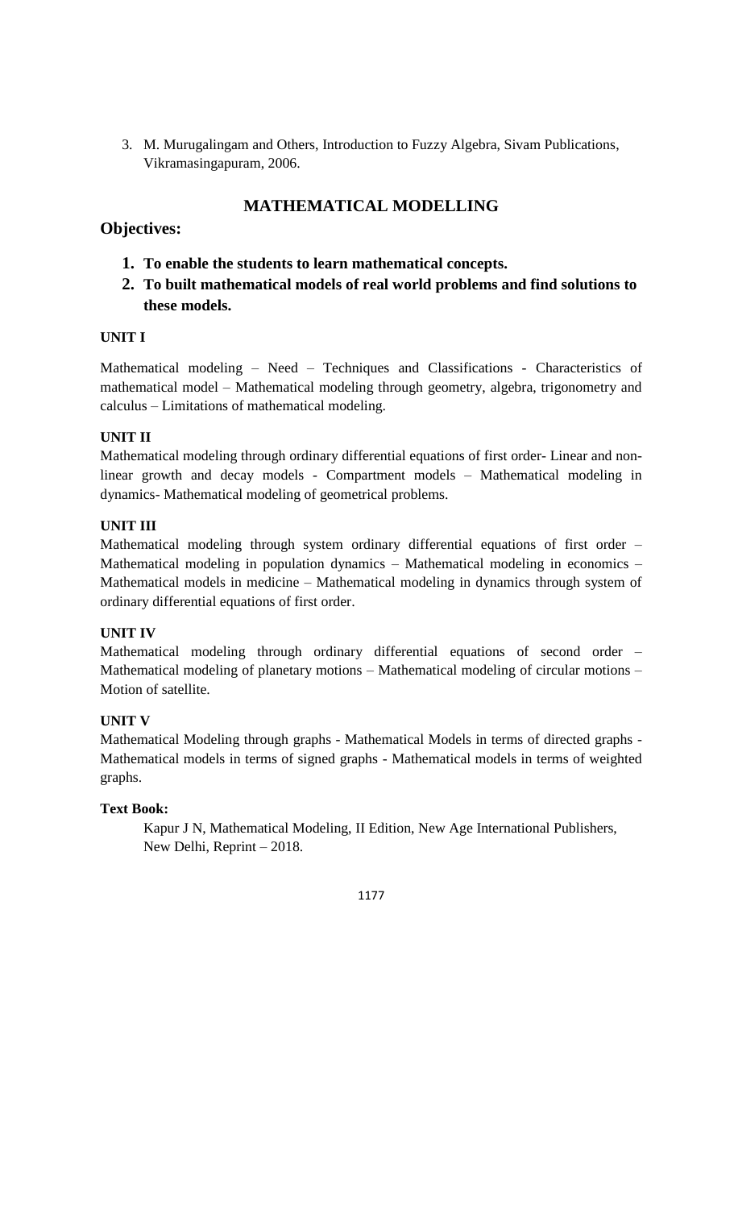3. M. Murugalingam and Others, Introduction to Fuzzy Algebra, Sivam Publications, Vikramasingapuram, 2006.

## MATHEMATICAL MODELLING

### Objectives:

1. **To enable the students to learn mathematical concepts.**
2. **To built mathematical models of real world problems and find solutions to these models.**

**UNIT I**

Mathematical modeling – Need – Techniques and Classifications - Characteristics of mathematical model – Mathematical modeling through geometry, algebra, trigonometry and calculus – Limitations of mathematical modeling.

**UNIT II**

Mathematical modeling through ordinary differential equations of first order- Linear and non-linear growth and decay models - Compartment models – Mathematical modeling in dynamics- Mathematical modeling of geometrical problems.

**UNIT III**

Mathematical modeling through system ordinary differential equations of first order – Mathematical modeling in population dynamics – Mathematical modeling in economics – Mathematical models in medicine – Mathematical modeling in dynamics through system of ordinary differential equations of first order.

**UNIT IV**

Mathematical modeling through ordinary differential equations of second order – Mathematical modeling of planetary motions – Mathematical modeling of circular motions – Motion of satellite.

**UNIT V**

Mathematical Modeling through graphs - Mathematical Models in terms of directed graphs - Mathematical models in terms of signed graphs - Mathematical models in terms of weighted graphs.

**Text Book:**

Kapur J N, Mathematical Modeling, II Edition, New Age International Publishers, New Delhi, Reprint – 2018.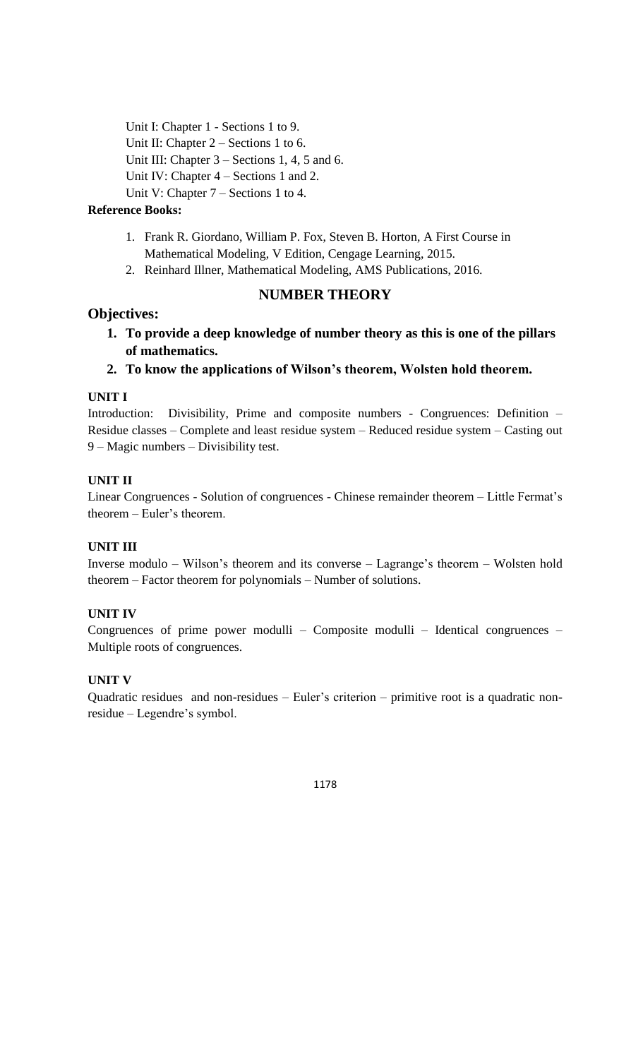Unit I: Chapter 1 - Sections 1 to 9.
Unit II: Chapter 2 – Sections 1 to 6.
Unit III: Chapter 3 – Sections 1, 4, 5 and 6.
Unit IV: Chapter 4 – Sections 1 and 2.
Unit V: Chapter 7 – Sections 1 to 4.

**Reference Books:**

1. Frank R. Giordano, William P. Fox, Steven B. Horton, A First Course in Mathematical Modeling, V Edition, Cengage Learning, 2015.
2. Reinhard Illner, Mathematical Modeling, AMS Publications, 2016.

## NUMBER THEORY

### Objectives:

1. **To provide a deep knowledge of number theory as this is one of the pillars of mathematics.**
2. **To know the applications of Wilson's theorem, Wolsten hold theorem.**

**UNIT I**

Introduction: Divisibility, Prime and composite numbers - Congruences: Definition – Residue classes – Complete and least residue system – Reduced residue system – Casting out 9 – Magic numbers – Divisibility test.

**UNIT II**

Linear Congruences - Solution of congruences - Chinese remainder theorem – Little Fermat's theorem – Euler's theorem.

**UNIT III**

Inverse modulo – Wilson's theorem and its converse – Lagrange's theorem – Wolsten hold theorem – Factor theorem for polynomials – Number of solutions.

**UNIT IV**

Congruences of prime power modulli – Composite modulli – Identical congruences – Multiple roots of congruences.

**UNIT V**

Quadratic residues and non-residues – Euler's criterion – primitive root is a quadratic non-residue – Legendre's symbol.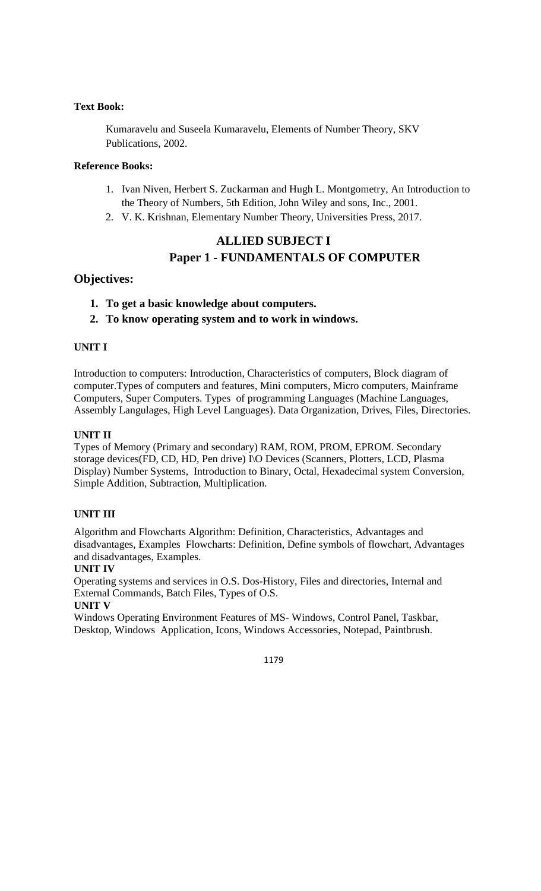**Text Book:**

Kumaravelu and Suseela Kumaravelu, Elements of Number Theory, SKV Publications, 2002.

**Reference Books:**

1. Ivan Niven, Herbert S. Zuckarman and Hugh L. Montgometry, An Introduction to the Theory of Numbers, 5th Edition, John Wiley and sons, Inc., 2001.
2. V. K. Krishnan, Elementary Number Theory, Universities Press, 2017.

## ALLIED SUBJECT I

## Paper 1 - FUNDAMENTALS OF COMPUTER

## Objectives:

1. **To get a basic knowledge about computers.**
2. **To know operating system and to work in windows.**

**UNIT I**

Introduction to computers: Introduction, Characteristics of computers, Block diagram of computer.Types of computers and features, Mini computers, Micro computers, Mainframe Computers, Super Computers. Types of programming Languages (Machine Languages, Assembly Langulages, High Level Languages). Data Organization, Drives, Files, Directories.

**UNIT II**

Types of Memory (Primary and secondary) RAM, ROM, PROM, EPROM. Secondary storage devices(FD, CD, HD, Pen drive) I\O Devices (Scanners, Plotters, LCD, Plasma Display) Number Systems, Introduction to Binary, Octal, Hexadecimal system Conversion, Simple Addition, Subtraction, Multiplication.

**UNIT III**

Algorithm and Flowcharts Algorithm: Definition, Characteristics, Advantages and disadvantages, Examples Flowcharts: Definition, Define symbols of flowchart, Advantages and disadvantages, Examples.

**UNIT IV**

Operating systems and services in O.S. Dos-History, Files and directories, Internal and External Commands, Batch Files, Types of O.S.

**UNIT V**

Windows Operating Environment Features of MS- Windows, Control Panel, Taskbar, Desktop, Windows Application, Icons, Windows Accessories, Notepad, Paintbrush.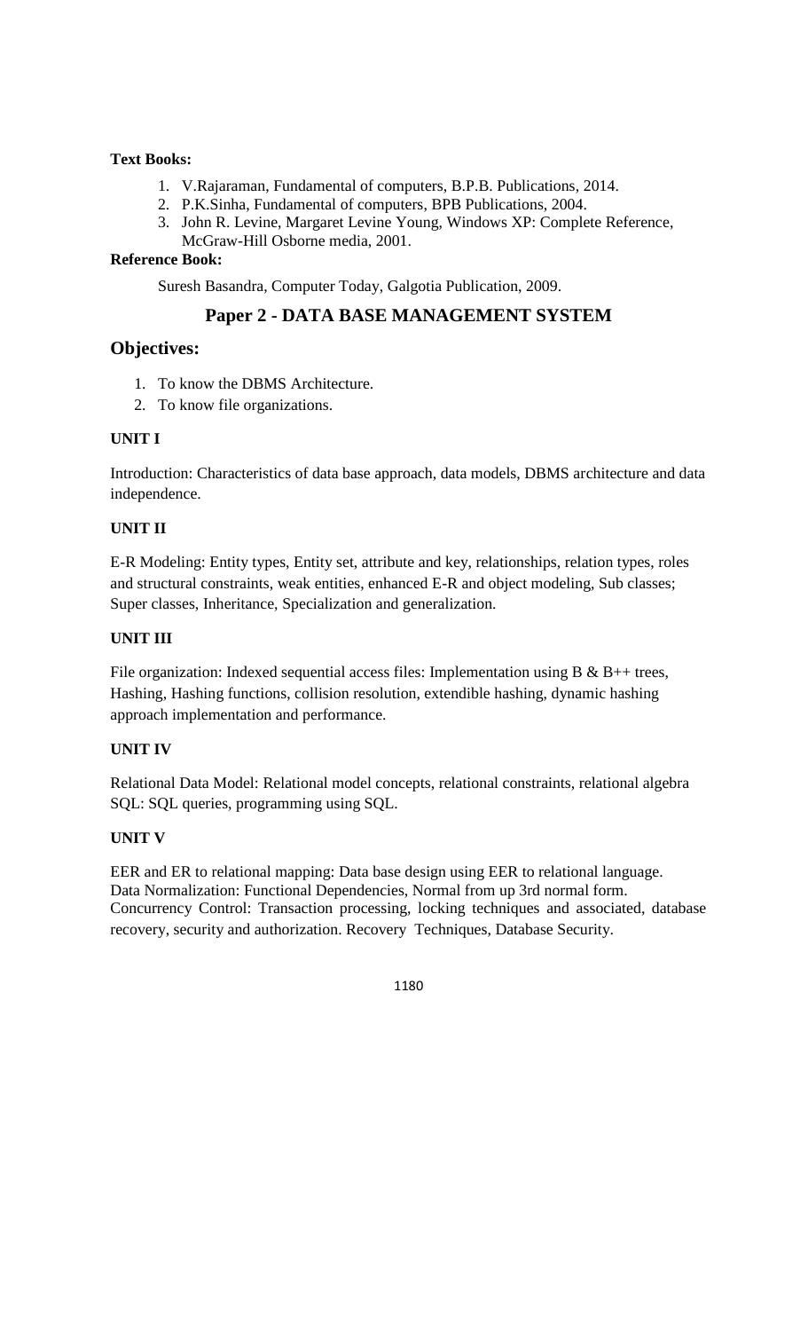**Text Books:**

1. V.Rajaraman, Fundamental of computers, B.P.B. Publications, 2014.
2. P.K.Sinha, Fundamental of computers, BPB Publications, 2004.
3. John R. Levine, Margaret Levine Young, Windows XP: Complete Reference, McGraw-Hill Osborne media, 2001.

**Reference Book:**

Suresh Basandra, Computer Today, Galgotia Publication, 2009.

## Paper 2 - DATA BASE MANAGEMENT SYSTEM

### Objectives:

1. To know the DBMS Architecture.
2. To know file organizations.

**UNIT I**

Introduction: Characteristics of data base approach, data models, DBMS architecture and data independence.

**UNIT II**

E-R Modeling: Entity types, Entity set, attribute and key, relationships, relation types, roles and structural constraints, weak entities, enhanced E-R and object modeling, Sub classes; Super classes, Inheritance, Specialization and generalization.

**UNIT III**

File organization: Indexed sequential access files: Implementation using B & B++ trees, Hashing, Hashing functions, collision resolution, extendible hashing, dynamic hashing approach implementation and performance.

**UNIT IV**

Relational Data Model: Relational model concepts, relational constraints, relational algebra SQL: SQL queries, programming using SQL.

**UNIT V**

EER and ER to relational mapping: Data base design using EER to relational language.
Data Normalization: Functional Dependencies, Normal from up 3rd normal form.
Concurrency Control: Transaction processing, locking techniques and associated, database recovery, security and authorization. Recovery Techniques, Database Security.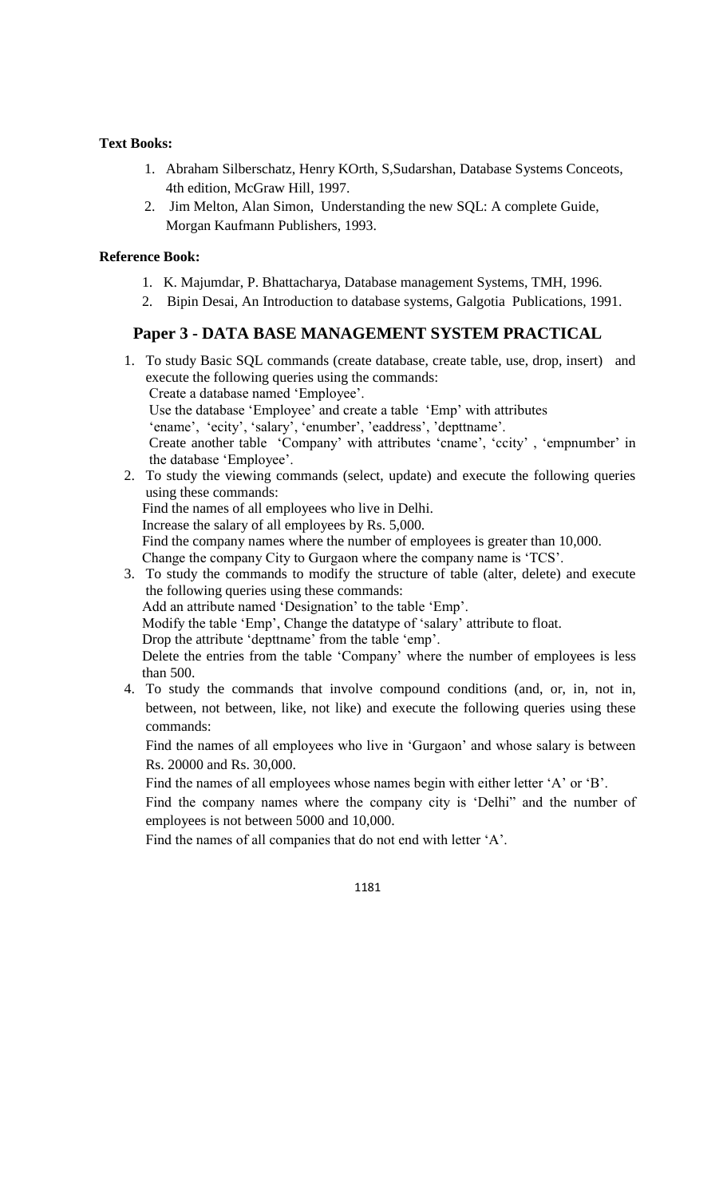**Text Books:**

1. Abraham Silberschatz, Henry KOrth, S,Sudarshan, Database Systems Conceots, 4th edition, McGraw Hill, 1997.
2. Jim Melton, Alan Simon, Understanding the new SQL: A complete Guide, Morgan Kaufmann Publishers, 1993.

**Reference Book:**

1. K. Majumdar, P. Bhattacharya, Database management Systems, TMH, 1996.
2. Bipin Desai, An Introduction to database systems, Galgotia Publications, 1991.

## Paper 3 - DATA BASE MANAGEMENT SYSTEM PRACTICAL

1. To study Basic SQL commands (create database, create table, use, drop, insert) and execute the following queries using the commands:
   Create a database named 'Employee'.
   Use the database 'Employee' and create a table 'Emp' with attributes 'ename', 'ecity', 'salary', 'enumber', 'eaddress', 'depttname'.
   Create another table 'Company' with attributes 'cname', 'ccity' , 'empnumber' in the database 'Employee'.
2. To study the viewing commands (select, update) and execute the following queries using these commands:
   Find the names of all employees who live in Delhi.
   Increase the salary of all employees by Rs. 5,000.
   Find the company names where the number of employees is greater than 10,000.
   Change the company City to Gurgaon where the company name is 'TCS'.
3. To study the commands to modify the structure of table (alter, delete) and execute the following queries using these commands:
   Add an attribute named 'Designation' to the table 'Emp'.
   Modify the table 'Emp', Change the datatype of 'salary' attribute to float.
   Drop the attribute 'depttname' from the table 'emp'.
   Delete the entries from the table 'Company' where the number of employees is less than 500.
4. To study the commands that involve compound conditions (and, or, in, not in, between, not between, like, not like) and execute the following queries using these commands:

   Find the names of all employees who live in 'Gurgaon' and whose salary is between Rs. 20000 and Rs. 30,000.

   Find the names of all employees whose names begin with either letter 'A' or 'B'.

   Find the company names where the company city is 'Delhi" and the number of employees is not between 5000 and 10,000.

   Find the names of all companies that do not end with letter 'A'.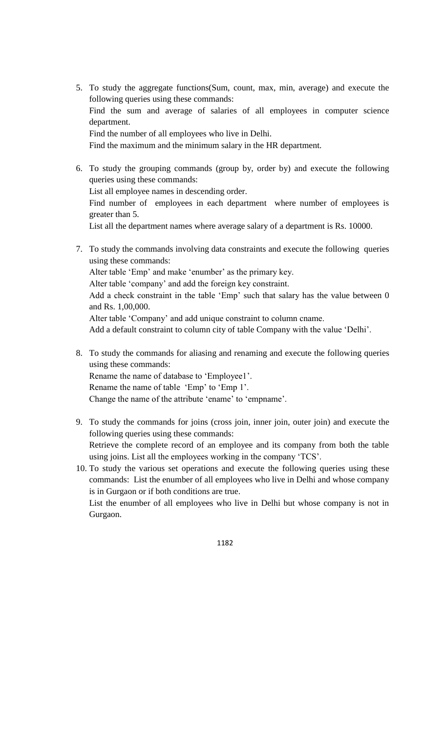5. To study the aggregate functions(Sum, count, max, min, average) and execute the following queries using these commands:
   Find the sum and average of salaries of all employees in computer science department.
   Find the number of all employees who live in Delhi.
   Find the maximum and the minimum salary in the HR department.

6. To study the grouping commands (group by, order by) and execute the following queries using these commands:
   List all employee names in descending order.
   Find number of employees in each department where number of employees is greater than 5.
   List all the department names where average salary of a department is Rs. 10000.

7. To study the commands involving data constraints and execute the following queries using these commands:
   Alter table 'Emp' and make 'enumber' as the primary key.
   Alter table 'company' and add the foreign key constraint.
   Add a check constraint in the table 'Emp' such that salary has the value between 0 and Rs. 1,00,000.
   Alter table 'Company' and add unique constraint to column cname.
   Add a default constraint to column city of table Company with the value 'Delhi'.

8. To study the commands for aliasing and renaming and execute the following queries using these commands:
   Rename the name of database to 'Employee1'.
   Rename the name of table 'Emp' to 'Emp 1'.
   Change the name of the attribute 'ename' to 'empname'.

9. To study the commands for joins (cross join, inner join, outer join) and execute the following queries using these commands:
   Retrieve the complete record of an employee and its company from both the table using joins. List all the employees working in the company 'TCS'.

10. To study the various set operations and execute the following queries using these commands: List the enumber of all employees who live in Delhi and whose company is in Gurgaon or if both conditions are true.
    List the enumber of all employees who live in Delhi but whose company is not in Gurgaon.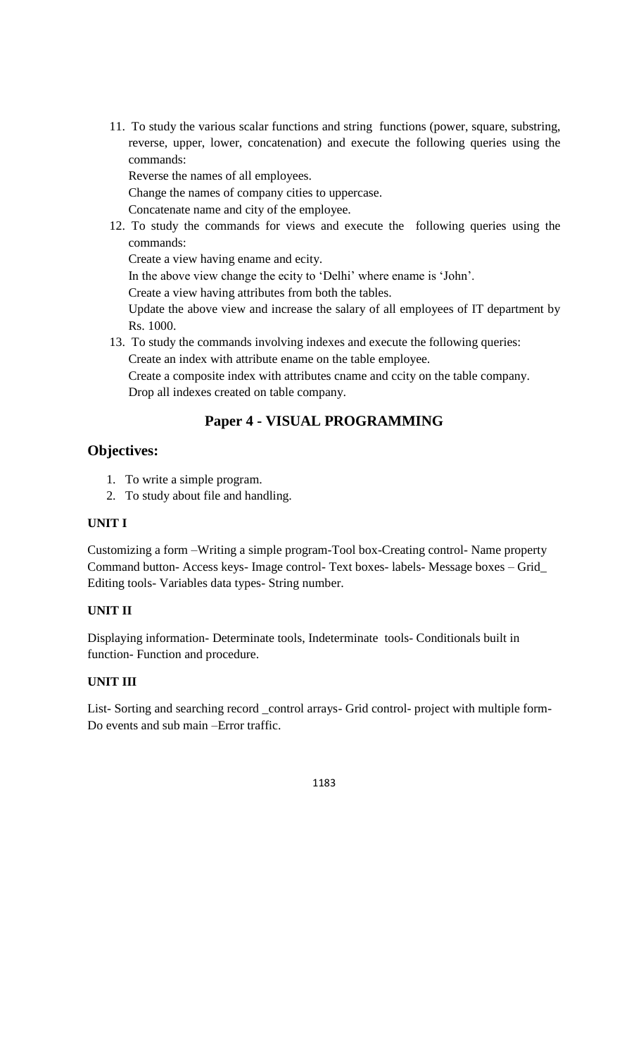11. To study the various scalar functions and string functions (power, square, substring, reverse, upper, lower, concatenation) and execute the following queries using the commands:
    Reverse the names of all employees.
    Change the names of company cities to uppercase.
    Concatenate name and city of the employee.
12. To study the commands for views and execute the following queries using the commands:
    Create a view having ename and ecity.
    In the above view change the ecity to 'Delhi' where ename is 'John'.
    Create a view having attributes from both the tables.
    Update the above view and increase the salary of all employees of IT department by Rs. 1000.
13. To study the commands involving indexes and execute the following queries:
    Create an index with attribute ename on the table employee.
    Create a composite index with attributes cname and ccity on the table company.
    Drop all indexes created on table company.

## Paper 4 - VISUAL PROGRAMMING

### Objectives:

1. To write a simple program.
2. To study about file and handling.

#### UNIT I

Customizing a form –Writing a simple program-Tool box-Creating control- Name property Command button- Access keys- Image control- Text boxes- labels- Message boxes – Grid_ Editing tools- Variables data types- String number.

#### UNIT II

Displaying information- Determinate tools, Indeterminate tools- Conditionals built in function- Function and procedure.

#### UNIT III

List- Sorting and searching record _control arrays- Grid control- project with multiple form- Do events and sub main –Error traffic.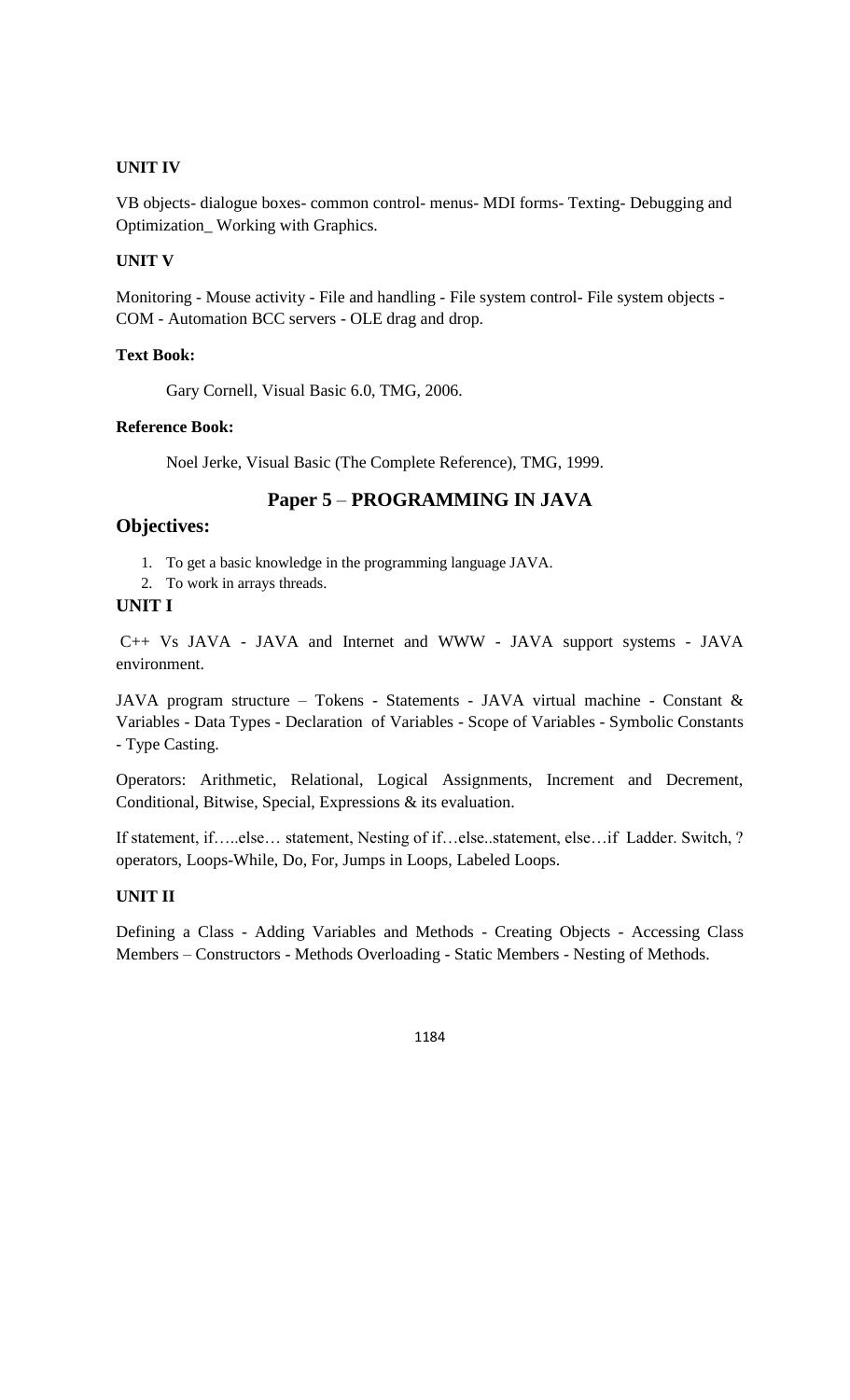**UNIT IV**

VB objects- dialogue boxes- common control- menus- MDI forms- Texting- Debugging and Optimization_ Working with Graphics.

**UNIT V**

Monitoring - Mouse activity - File and handling - File system control- File system objects - COM - Automation BCC servers - OLE drag and drop.

**Text Book:**

Gary Cornell, Visual Basic 6.0, TMG, 2006.

**Reference Book:**

Noel Jerke, Visual Basic (The Complete Reference), TMG, 1999.

## Paper 5 – PROGRAMMING IN JAVA

### Objectives:

1. To get a basic knowledge in the programming language JAVA.
2. To work in arrays threads.

**UNIT I**

C++ Vs JAVA - JAVA and Internet and WWW - JAVA support systems - JAVA environment.

JAVA program structure – Tokens - Statements - JAVA virtual machine - Constant & Variables - Data Types - Declaration of Variables - Scope of Variables - Symbolic Constants - Type Casting.

Operators: Arithmetic, Relational, Logical Assignments, Increment and Decrement, Conditional, Bitwise, Special, Expressions & its evaluation.

If statement, if…..else… statement, Nesting of if…else..statement, else…if Ladder. Switch, ? operators, Loops-While, Do, For, Jumps in Loops, Labeled Loops.

**UNIT II**

Defining a Class - Adding Variables and Methods - Creating Objects - Accessing Class Members – Constructors - Methods Overloading - Static Members - Nesting of Methods.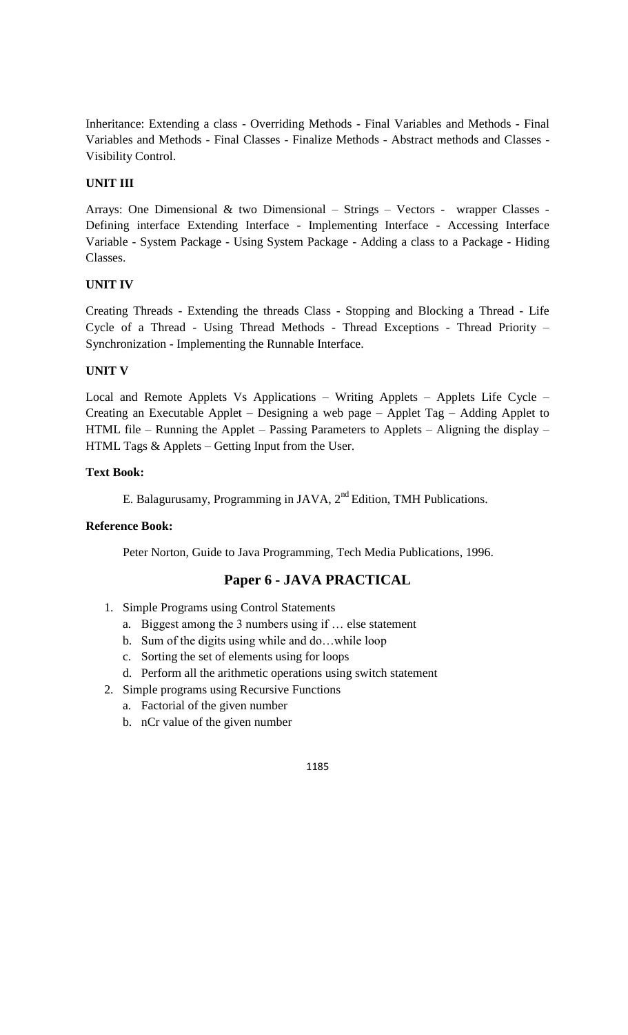Inheritance: Extending a class - Overriding Methods - Final Variables and Methods - Final Variables and Methods - Final Classes - Finalize Methods - Abstract methods and Classes - Visibility Control.

**UNIT III**

Arrays: One Dimensional & two Dimensional – Strings – Vectors - wrapper Classes - Defining interface Extending Interface - Implementing Interface - Accessing Interface Variable - System Package - Using System Package - Adding a class to a Package - Hiding Classes.

**UNIT IV**

Creating Threads - Extending the threads Class - Stopping and Blocking a Thread - Life Cycle of a Thread - Using Thread Methods - Thread Exceptions - Thread Priority – Synchronization - Implementing the Runnable Interface.

**UNIT V**

Local and Remote Applets Vs Applications – Writing Applets – Applets Life Cycle – Creating an Executable Applet – Designing a web page – Applet Tag – Adding Applet to HTML file – Running the Applet – Passing Parameters to Applets – Aligning the display – HTML Tags & Applets – Getting Input from the User.

**Text Book:**

E. Balagurusamy, Programming in JAVA, 2nd Edition, TMH Publications.

**Reference Book:**

Peter Norton, Guide to Java Programming, Tech Media Publications, 1996.

## Paper 6 - JAVA PRACTICAL

1. Simple Programs using Control Statements
   a. Biggest among the 3 numbers using if … else statement
   b. Sum of the digits using while and do…while loop
   c. Sorting the set of elements using for loops
   d. Perform all the arithmetic operations using switch statement
2. Simple programs using Recursive Functions
   a. Factorial of the given number
   b. nCr value of the given number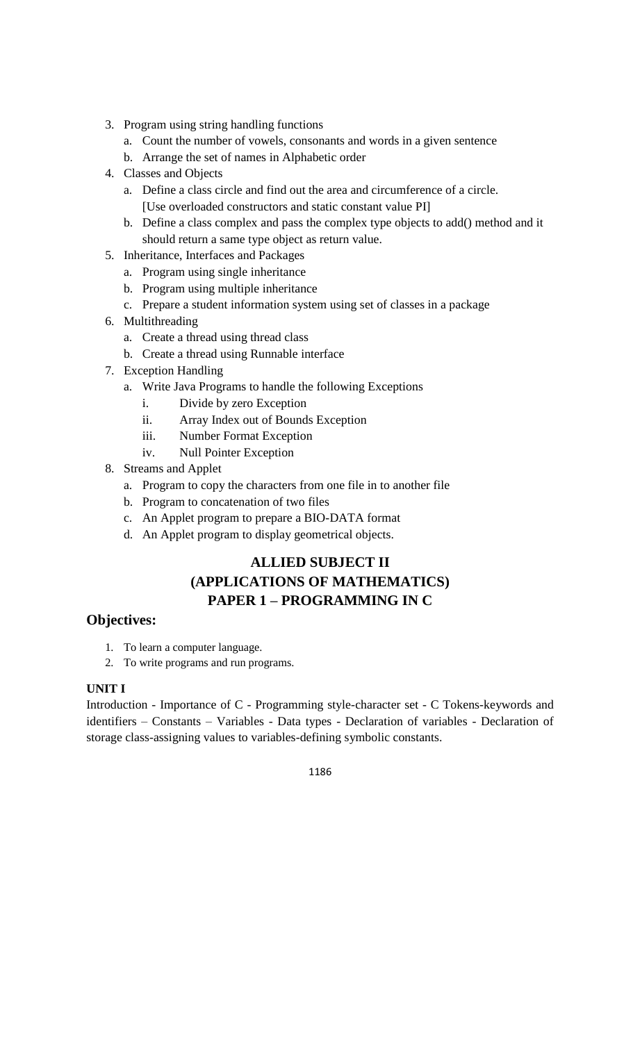3. Program using string handling functions
   a. Count the number of vowels, consonants and words in a given sentence
   b. Arrange the set of names in Alphabetic order
4. Classes and Objects
   a. Define a class circle and find out the area and circumference of a circle. [Use overloaded constructors and static constant value PI]
   b. Define a class complex and pass the complex type objects to add() method and it should return a same type object as return value.
5. Inheritance, Interfaces and Packages
   a. Program using single inheritance
   b. Program using multiple inheritance
   c. Prepare a student information system using set of classes in a package
6. Multithreading
   a. Create a thread using thread class
   b. Create a thread using Runnable interface
7. Exception Handling
   a. Write Java Programs to handle the following Exceptions
      i. Divide by zero Exception
      ii. Array Index out of Bounds Exception
      iii. Number Format Exception
      iv. Null Pointer Exception
8. Streams and Applet
   a. Program to copy the characters from one file in to another file
   b. Program to concatenation of two files
   c. An Applet program to prepare a BIO-DATA format
   d. An Applet program to display geometrical objects.

## ALLIED SUBJECT II
## (APPLICATIONS OF MATHEMATICS)
## PAPER 1 – PROGRAMMING IN C

### Objectives:

1. To learn a computer language.
2. To write programs and run programs.

**UNIT I**

Introduction - Importance of C - Programming style-character set - C Tokens-keywords and identifiers – Constants – Variables - Data types - Declaration of variables - Declaration of storage class-assigning values to variables-defining symbolic constants.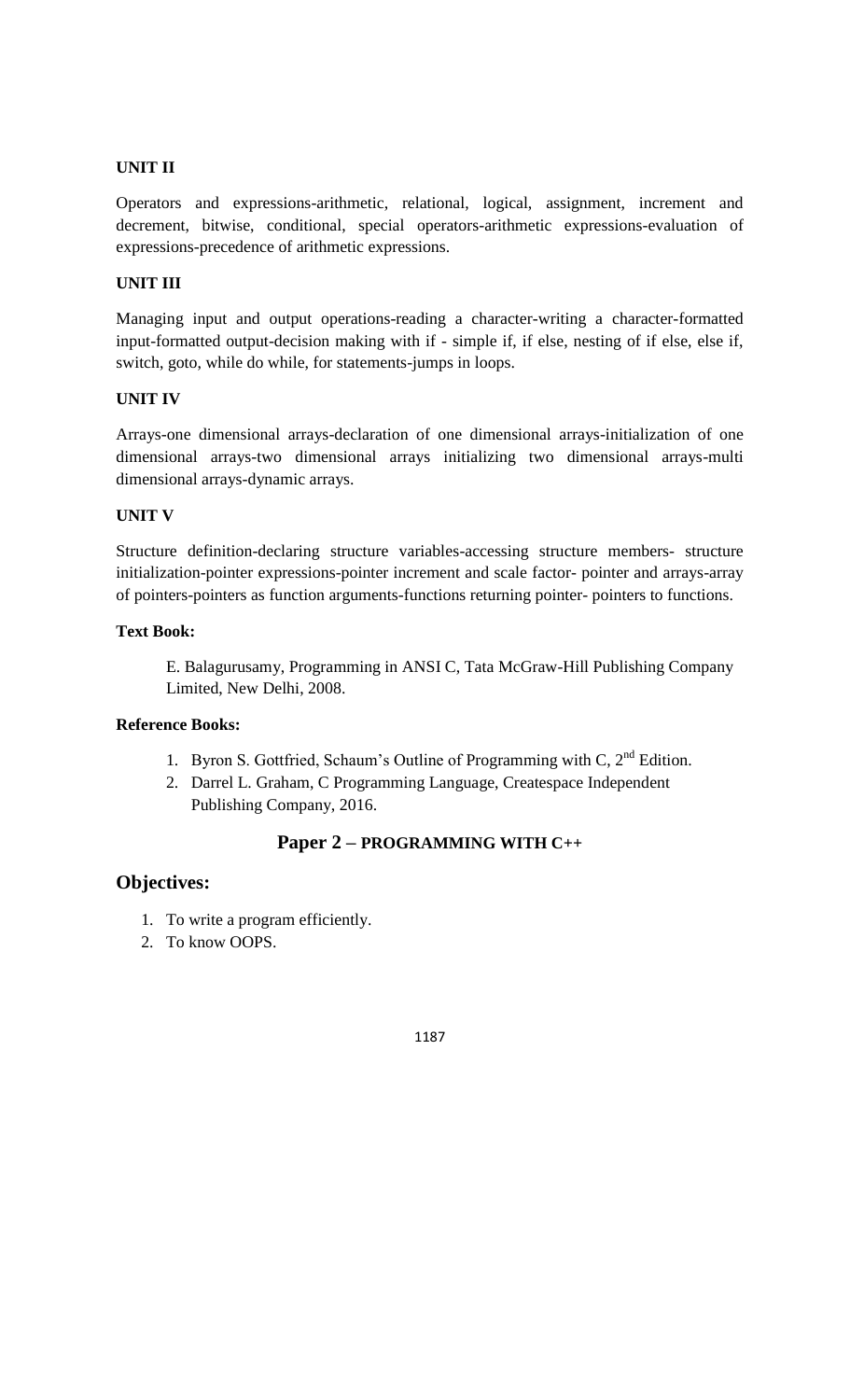**UNIT II**

Operators and expressions-arithmetic, relational, logical, assignment, increment and decrement, bitwise, conditional, special operators-arithmetic expressions-evaluation of expressions-precedence of arithmetic expressions.

**UNIT III**

Managing input and output operations-reading a character-writing a character-formatted input-formatted output-decision making with if - simple if, if else, nesting of if else, else if, switch, goto, while do while, for statements-jumps in loops.

**UNIT IV**

Arrays-one dimensional arrays-declaration of one dimensional arrays-initialization of one dimensional arrays-two dimensional arrays initializing two dimensional arrays-multi dimensional arrays-dynamic arrays.

**UNIT V**

Structure definition-declaring structure variables-accessing structure members- structure initialization-pointer expressions-pointer increment and scale factor- pointer and arrays-array of pointers-pointers as function arguments-functions returning pointer- pointers to functions.

**Text Book:**

E. Balagurusamy, Programming in ANSI C, Tata McGraw-Hill Publishing Company Limited, New Delhi, 2008.

**Reference Books:**

1. Byron S. Gottfried, Schaum's Outline of Programming with C, 2nd Edition.
2. Darrel L. Graham, C Programming Language, Createspace Independent Publishing Company, 2016.

## Paper 2 – PROGRAMMING WITH C++

## Objectives:

1. To write a program efficiently.
2. To know OOPS.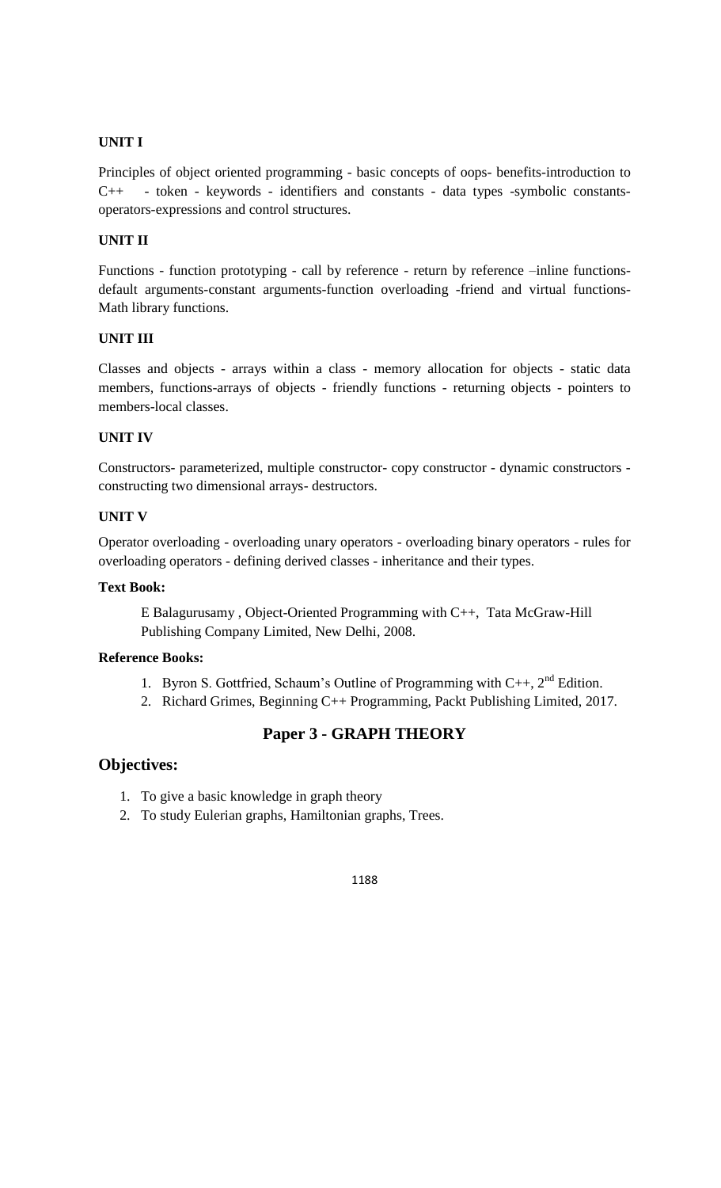**UNIT I**

Principles of object oriented programming - basic concepts of oops- benefits-introduction to C++ - token - keywords - identifiers and constants - data types -symbolic constants-operators-expressions and control structures.

**UNIT II**

Functions - function prototyping - call by reference - return by reference –inline functions-default arguments-constant arguments-function overloading -friend and virtual functions-Math library functions.

**UNIT III**

Classes and objects - arrays within a class - memory allocation for objects - static data members, functions-arrays of objects - friendly functions - returning objects - pointers to members-local classes.

**UNIT IV**

Constructors- parameterized, multiple constructor- copy constructor - dynamic constructors - constructing two dimensional arrays- destructors.

**UNIT V**

Operator overloading - overloading unary operators - overloading binary operators - rules for overloading operators - defining derived classes - inheritance and their types.

**Text Book:**

E Balagurusamy , Object-Oriented Programming with C++, Tata McGraw-Hill Publishing Company Limited, New Delhi, 2008.

**Reference Books:**

1. Byron S. Gottfried, Schaum's Outline of Programming with C++, 2nd Edition.
2. Richard Grimes, Beginning C++ Programming, Packt Publishing Limited, 2017.

## Paper 3 - GRAPH THEORY

## Objectives:

1. To give a basic knowledge in graph theory
2. To study Eulerian graphs, Hamiltonian graphs, Trees.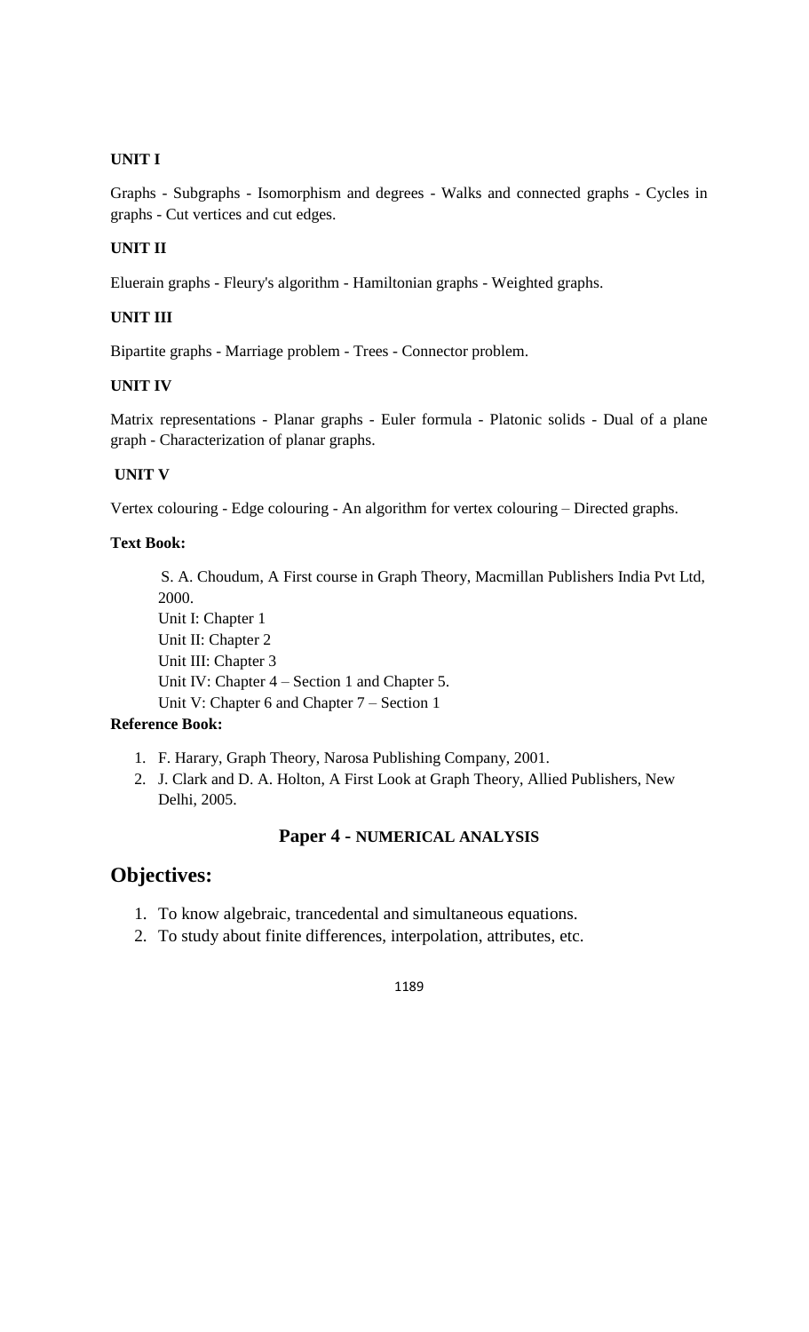**UNIT I**

Graphs - Subgraphs - Isomorphism and degrees - Walks and connected graphs - Cycles in graphs - Cut vertices and cut edges.

**UNIT II**

Eluerain graphs - Fleury's algorithm - Hamiltonian graphs - Weighted graphs.

**UNIT III**

Bipartite graphs - Marriage problem - Trees - Connector problem.

**UNIT IV**

Matrix representations - Planar graphs - Euler formula - Platonic solids - Dual of a plane graph - Characterization of planar graphs.

**UNIT V**

Vertex colouring - Edge colouring - An algorithm for vertex colouring – Directed graphs.

**Text Book:**

S. A. Choudum, A First course in Graph Theory, Macmillan Publishers India Pvt Ltd, 2000.
Unit I: Chapter 1
Unit II: Chapter 2
Unit III: Chapter 3
Unit IV: Chapter 4 – Section 1 and Chapter 5.
Unit V: Chapter 6 and Chapter 7 – Section 1

**Reference Book:**

1. F. Harary, Graph Theory, Narosa Publishing Company, 2001.
2. J. Clark and D. A. Holton, A First Look at Graph Theory, Allied Publishers, New Delhi, 2005.

### Paper 4 - NUMERICAL ANALYSIS

## Objectives:

1. To know algebraic, trancedental and simultaneous equations.
2. To study about finite differences, interpolation, attributes, etc.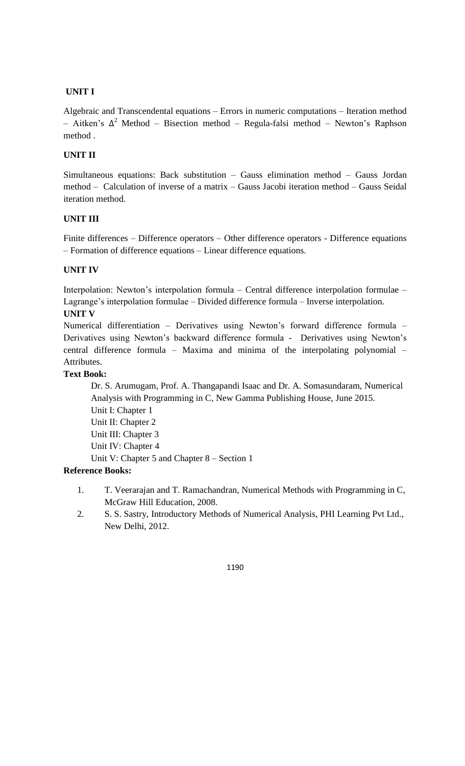## UNIT I

Algebraic and Transcendental equations – Errors in numeric computations – Iteration method – Aitken's $\Delta^2$ Method – Bisection method – Regula-falsi method – Newton's Raphson method .

## UNIT II

Simultaneous equations: Back substitution – Gauss elimination method – Gauss Jordan method – Calculation of inverse of a matrix – Gauss Jacobi iteration method – Gauss Seidal iteration method.

## UNIT III

Finite differences – Difference operators – Other difference operators - Difference equations – Formation of difference equations – Linear difference equations.

## UNIT IV

Interpolation: Newton's interpolation formula – Central difference interpolation formulae – Lagrange's interpolation formulae – Divided difference formula – Inverse interpolation.

## UNIT V

Numerical differentiation – Derivatives using Newton's forward difference formula – Derivatives using Newton's backward difference formula - Derivatives using Newton's central difference formula – Maxima and minima of the interpolating polynomial – Attributes.

**Text Book:**

Dr. S. Arumugam, Prof. A. Thangapandi Isaac and Dr. A. Somasundaram, Numerical Analysis with Programming in C, New Gamma Publishing House, June 2015.

Unit I: Chapter 1
Unit II: Chapter 2
Unit III: Chapter 3
Unit IV: Chapter 4
Unit V: Chapter 5 and Chapter 8 – Section 1

**Reference Books:**

1. T. Veerarajan and T. Ramachandran, Numerical Methods with Programming in C, McGraw Hill Education, 2008.
2. S. S. Sastry, Introductory Methods of Numerical Analysis, PHI Learning Pvt Ltd., New Delhi, 2012.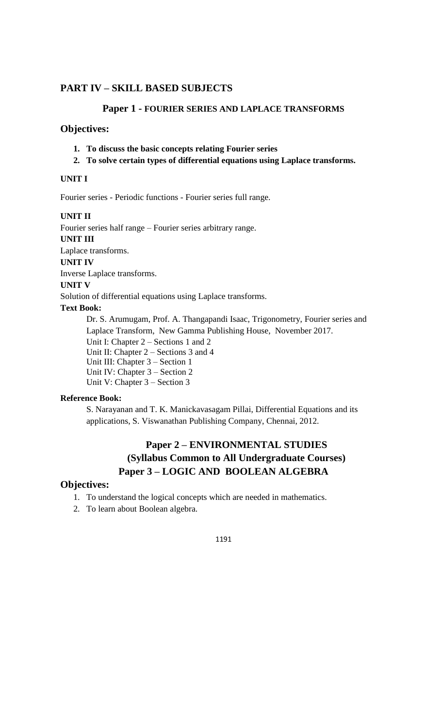## PART IV – SKILL BASED SUBJECTS

### Paper 1 - FOURIER SERIES AND LAPLACE TRANSFORMS

### Objectives:

1. **To discuss the basic concepts relating Fourier series**
2. **To solve certain types of differential equations using Laplace transforms.**

**UNIT I**

Fourier series - Periodic functions - Fourier series full range.

**UNIT II**

Fourier series half range – Fourier series arbitrary range.

**UNIT III**

Laplace transforms.

**UNIT IV**

Inverse Laplace transforms.

**UNIT V**

Solution of differential equations using Laplace transforms.

**Text Book:**

Dr. S. Arumugam, Prof. A. Thangapandi Isaac, Trigonometry, Fourier series and Laplace Transform, New Gamma Publishing House, November 2017.
Unit I: Chapter 2 – Sections 1 and 2
Unit II: Chapter 2 – Sections 3 and 4
Unit III: Chapter 3 – Section 1
Unit IV: Chapter 3 – Section 2
Unit V: Chapter 3 – Section 3

**Reference Book:**

S. Narayanan and T. K. Manickavasagam Pillai, Differential Equations and its applications, S. Viswanathan Publishing Company, Chennai, 2012.

### Paper 2 – ENVIRONMENTAL STUDIES
### (Syllabus Common to All Undergraduate Courses)
### Paper 3 – LOGIC AND BOOLEAN ALGEBRA

### Objectives:

1. To understand the logical concepts which are needed in mathematics.
2. To learn about Boolean algebra.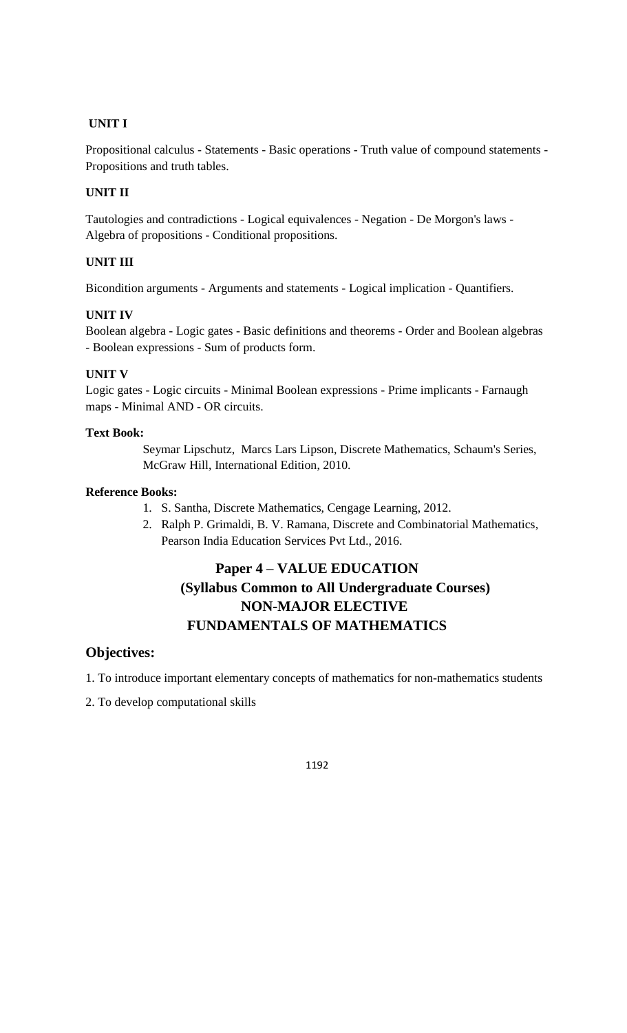### UNIT I

Propositional calculus - Statements - Basic operations - Truth value of compound statements - Propositions and truth tables.

### UNIT II

Tautologies and contradictions - Logical equivalences - Negation - De Morgon's laws - Algebra of propositions - Conditional propositions.

### UNIT III

Bicondition arguments - Arguments and statements - Logical implication - Quantifiers.

### UNIT IV

Boolean algebra - Logic gates - Basic definitions and theorems - Order and Boolean algebras - Boolean expressions - Sum of products form.

### UNIT V

Logic gates - Logic circuits - Minimal Boolean expressions - Prime implicants - Farnaugh maps - Minimal AND - OR circuits.

**Text Book:**

Seymar Lipschutz, Marcs Lars Lipson, Discrete Mathematics, Schaum's Series, McGraw Hill, International Edition, 2010.

**Reference Books:**

1. S. Santha, Discrete Mathematics, Cengage Learning, 2012.
2. Ralph P. Grimaldi, B. V. Ramana, Discrete and Combinatorial Mathematics, Pearson India Education Services Pvt Ltd., 2016.

## Paper 4 – VALUE EDUCATION
## (Syllabus Common to All Undergraduate Courses)
## NON-MAJOR ELECTIVE
## FUNDAMENTALS OF MATHEMATICS

## Objectives:

1. To introduce important elementary concepts of mathematics for non-mathematics students

2. To develop computational skills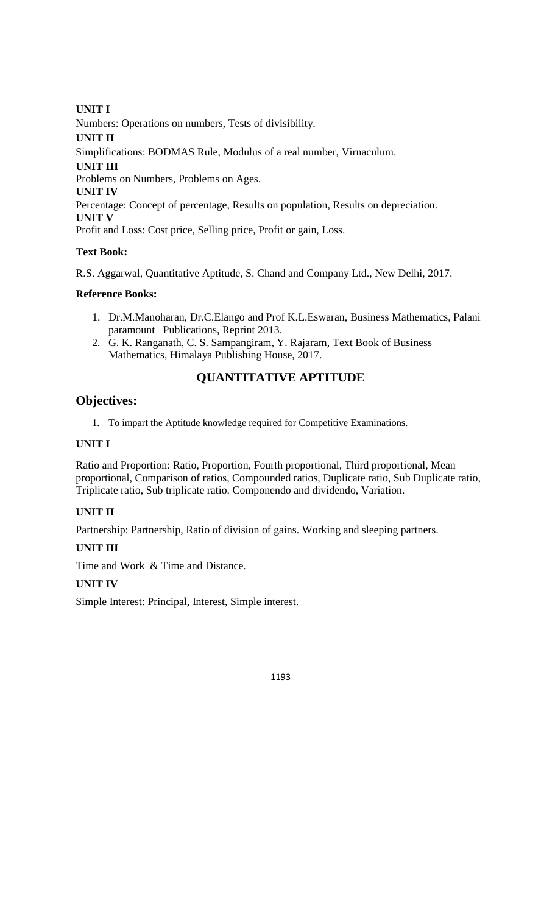**UNIT I**

Numbers: Operations on numbers, Tests of divisibility.

**UNIT II**

Simplifications: BODMAS Rule, Modulus of a real number, Virnaculum.

**UNIT III**

Problems on Numbers, Problems on Ages.

**UNIT IV**

Percentage: Concept of percentage, Results on population, Results on depreciation.

**UNIT V**

Profit and Loss: Cost price, Selling price, Profit or gain, Loss.

**Text Book:**

R.S. Aggarwal, Quantitative Aptitude, S. Chand and Company Ltd., New Delhi, 2017.

**Reference Books:**

1. Dr.M.Manoharan, Dr.C.Elango and Prof K.L.Eswaran, Business Mathematics, Palani paramount Publications, Reprint 2013.
2. G. K. Ranganath, C. S. Sampangiram, Y. Rajaram, Text Book of Business Mathematics, Himalaya Publishing House, 2017.

## QUANTITATIVE APTITUDE

### Objectives:

1. To impart the Aptitude knowledge required for Competitive Examinations.

**UNIT I**

Ratio and Proportion: Ratio, Proportion, Fourth proportional, Third proportional, Mean proportional, Comparison of ratios, Compounded ratios, Duplicate ratio, Sub Duplicate ratio, Triplicate ratio, Sub triplicate ratio. Componendo and dividendo, Variation.

**UNIT II**

Partnership: Partnership, Ratio of division of gains. Working and sleeping partners.

**UNIT III**

Time and Work & Time and Distance.

**UNIT IV**

Simple Interest: Principal, Interest, Simple interest.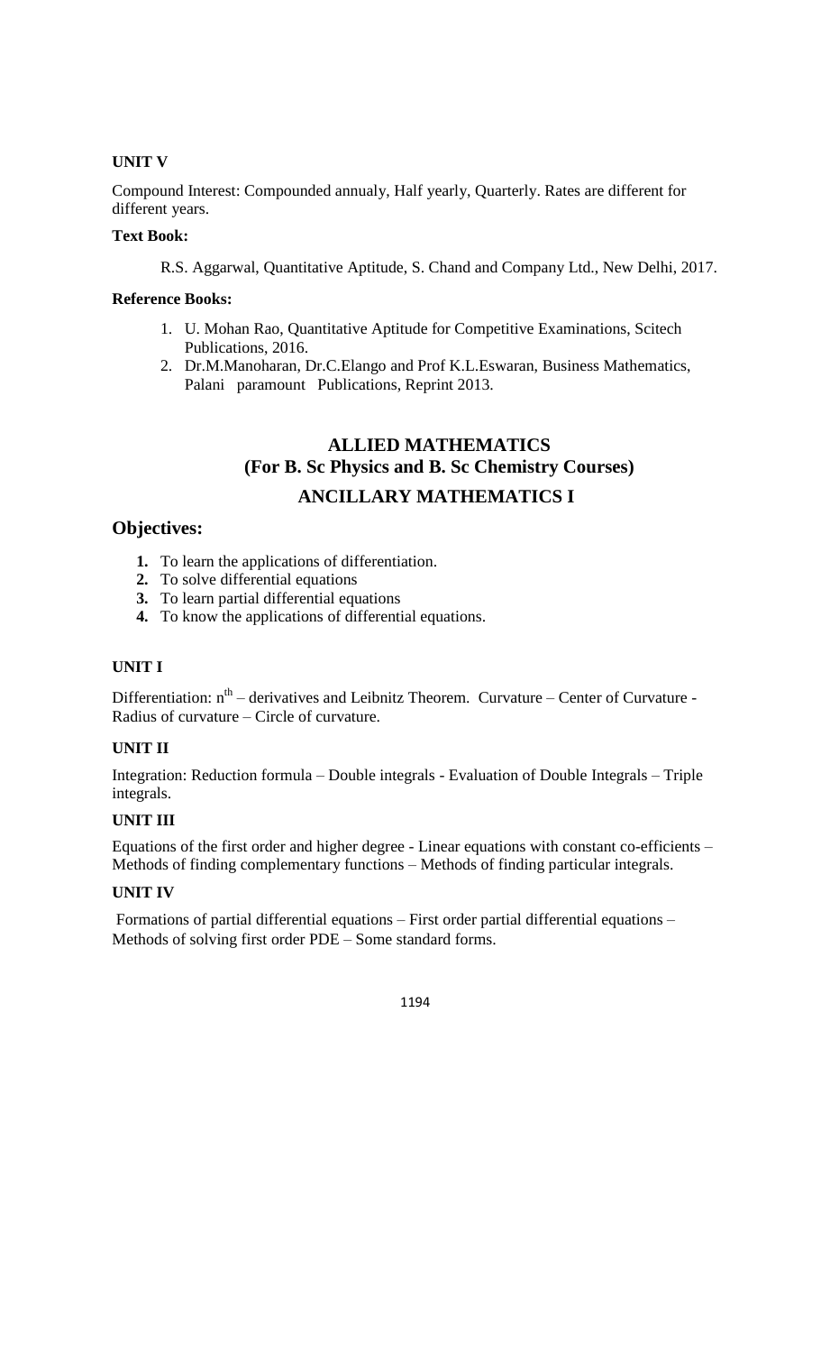**UNIT V**

Compound Interest: Compounded annualy, Half yearly, Quarterly. Rates are different for different years.

**Text Book:**

R.S. Aggarwal, Quantitative Aptitude, S. Chand and Company Ltd., New Delhi, 2017.

**Reference Books:**

1. U. Mohan Rao, Quantitative Aptitude for Competitive Examinations, Scitech Publications, 2016.
2. Dr.M.Manoharan, Dr.C.Elango and Prof K.L.Eswaran, Business Mathematics, Palani paramount Publications, Reprint 2013.

## ALLIED MATHEMATICS
## (For B. Sc Physics and B. Sc Chemistry Courses)
## ANCILLARY MATHEMATICS I

### Objectives:

1. To learn the applications of differentiation.
2. To solve differential equations
3. To learn partial differential equations
4. To know the applications of differential equations.

**UNIT I**

Differentiation: $n^{th}$ – derivatives and Leibnitz Theorem. Curvature – Center of Curvature - Radius of curvature – Circle of curvature.

**UNIT II**

Integration: Reduction formula – Double integrals - Evaluation of Double Integrals – Triple integrals.

**UNIT III**

Equations of the first order and higher degree - Linear equations with constant co-efficients – Methods of finding complementary functions – Methods of finding particular integrals.

**UNIT IV**

Formations of partial differential equations – First order partial differential equations – Methods of solving first order PDE – Some standard forms.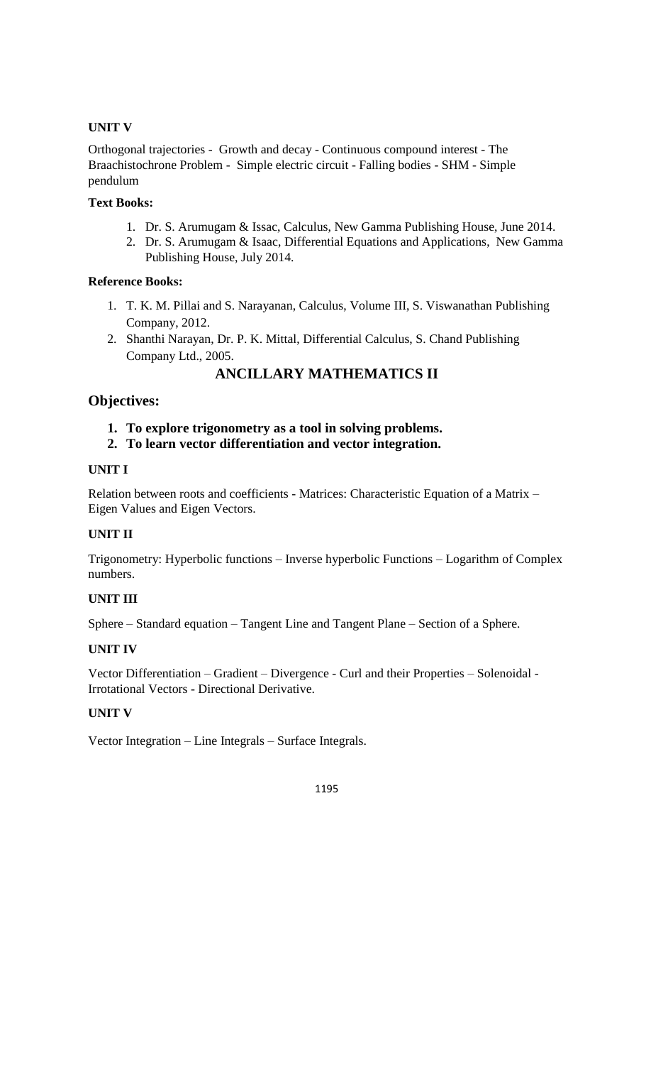**UNIT V**

Orthogonal trajectories - Growth and decay - Continuous compound interest - The Braachistochrone Problem - Simple electric circuit - Falling bodies - SHM - Simple pendulum

**Text Books:**

1. Dr. S. Arumugam & Issac, Calculus, New Gamma Publishing House, June 2014.
2. Dr. S. Arumugam & Isaac, Differential Equations and Applications, New Gamma Publishing House, July 2014.

**Reference Books:**

1. T. K. M. Pillai and S. Narayanan, Calculus, Volume III, S. Viswanathan Publishing Company, 2012.
2. Shanthi Narayan, Dr. P. K. Mittal, Differential Calculus, S. Chand Publishing Company Ltd., 2005.

## ANCILLARY MATHEMATICS II

### Objectives:

1. **To explore trigonometry as a tool in solving problems.**
2. **To learn vector differentiation and vector integration.**

**UNIT I**

Relation between roots and coefficients - Matrices: Characteristic Equation of a Matrix – Eigen Values and Eigen Vectors.

**UNIT II**

Trigonometry: Hyperbolic functions – Inverse hyperbolic Functions – Logarithm of Complex numbers.

**UNIT III**

Sphere – Standard equation – Tangent Line and Tangent Plane – Section of a Sphere.

**UNIT IV**

Vector Differentiation – Gradient – Divergence - Curl and their Properties – Solenoidal - Irrotational Vectors - Directional Derivative.

**UNIT V**

Vector Integration – Line Integrals – Surface Integrals.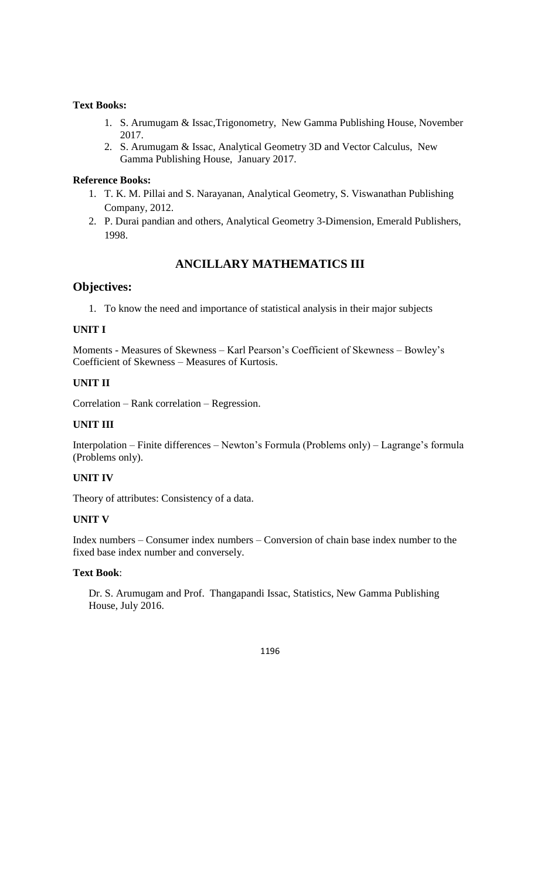**Text Books:**

1. S. Arumugam & Issac,Trigonometry, New Gamma Publishing House, November 2017.
2. S. Arumugam & Issac, Analytical Geometry 3D and Vector Calculus, New Gamma Publishing House, January 2017.

**Reference Books:**

1. T. K. M. Pillai and S. Narayanan, Analytical Geometry, S. Viswanathan Publishing Company, 2012.
2. P. Durai pandian and others, Analytical Geometry 3-Dimension, Emerald Publishers, 1998.

## ANCILLARY MATHEMATICS III

## Objectives:

1. To know the need and importance of statistical analysis in their major subjects

**UNIT I**

Moments - Measures of Skewness – Karl Pearson's Coefficient of Skewness – Bowley's Coefficient of Skewness – Measures of Kurtosis.

**UNIT II**

Correlation – Rank correlation – Regression.

**UNIT III**

Interpolation – Finite differences – Newton's Formula (Problems only) – Lagrange's formula (Problems only).

**UNIT IV**

Theory of attributes: Consistency of a data.

**UNIT V**

Index numbers – Consumer index numbers – Conversion of chain base index number to the fixed base index number and conversely.

**Text Book**:

Dr. S. Arumugam and Prof. Thangapandi Issac, Statistics, New Gamma Publishing House, July 2016.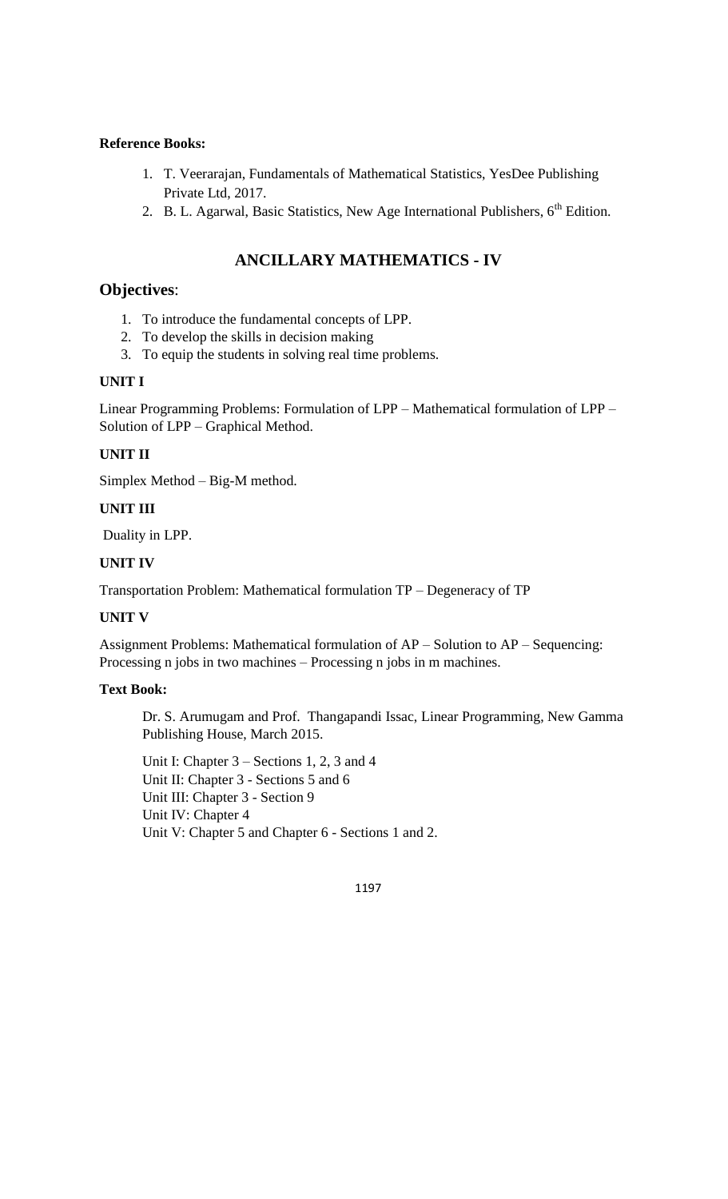**Reference Books:**

1. T. Veerarajan, Fundamentals of Mathematical Statistics, YesDee Publishing Private Ltd, 2017.
2. B. L. Agarwal, Basic Statistics, New Age International Publishers, $6^{th}$ Edition.

## ANCILLARY MATHEMATICS - IV

### Objectives:

1. To introduce the fundamental concepts of LPP.
2. To develop the skills in decision making
3. To equip the students in solving real time problems.

**UNIT I**

Linear Programming Problems: Formulation of LPP – Mathematical formulation of LPP – Solution of LPP – Graphical Method.

**UNIT II**

Simplex Method – Big-M method.

**UNIT III**

Duality in LPP.

**UNIT IV**

Transportation Problem: Mathematical formulation TP – Degeneracy of TP

**UNIT V**

Assignment Problems: Mathematical formulation of AP – Solution to AP – Sequencing: Processing n jobs in two machines – Processing n jobs in m machines.

**Text Book:**

Dr. S. Arumugam and Prof. Thangapandi Issac, Linear Programming, New Gamma Publishing House, March 2015.

Unit I: Chapter 3 – Sections 1, 2, 3 and 4
Unit II: Chapter 3 - Sections 5 and 6
Unit III: Chapter 3 - Section 9
Unit IV: Chapter 4
Unit V: Chapter 5 and Chapter 6 - Sections 1 and 2.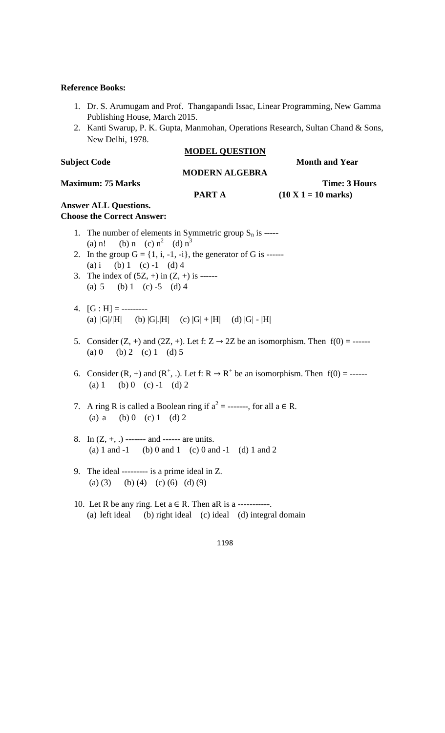**Reference Books:**

1. Dr. S. Arumugam and Prof. Thangapandi Issac, Linear Programming, New Gamma Publishing House, March 2015.
2. Kanti Swarup, P. K. Gupta, Manmohan, Operations Research, Sultan Chand & Sons, New Delhi, 1978.

**MODEL QUESTION**

**Subject Code** **Month and Year**

**MODERN ALGEBRA**

**Maximum: 75 Marks** **Time: 3 Hours**

**PART A** **(10 X 1 = 10 marks)**

**Answer ALL Questions.**
**Choose the Correct Answer:**

1. The number of elements in Symmetric group $S_n$ is -----
   (a) n! (b) n (c) $n^2$ (d) $n^3$
2. In the group G = {1, i, -1, -i}, the generator of G is ------
   (a) i (b) 1 (c) -1 (d) 4
3. The index of (5Z, +) in (Z, +) is ------
   (a) 5 (b) 1 (c) -5 (d) 4
4. [G : H] = ---------
   (a) $|G|/|H|$ (b) $|G|.|H|$ (c) $|G| + |H|$ (d) $|G| - |H|$
5. Consider (Z, +) and (2Z, +). Let f: Z → 2Z be an isomorphism. Then f(0) = ------
   (a) 0 (b) 2 (c) 1 (d) 5
6. Consider (R, +) and ($R^+$, .). Let f: R → $R^+$ be an isomorphism. Then f(0) = ------
   (a) 1 (b) 0 (c) -1 (d) 2
7. A ring R is called a Boolean ring if $a^2$ = -------, for all a ∈ R.
   (a) a (b) 0 (c) 1 (d) 2
8. In (Z, +, .) ------- and ------ are units.
   (a) 1 and -1 (b) 0 and 1 (c) 0 and -1 (d) 1 and 2
9. The ideal --------- is a prime ideal in Z.
   (a) (3) (b) (4) (c) (6) (d) (9)
10. Let R be any ring. Let a ∈ R. Then aR is a -----------.
    (a) left ideal (b) right ideal (c) ideal (d) integral domain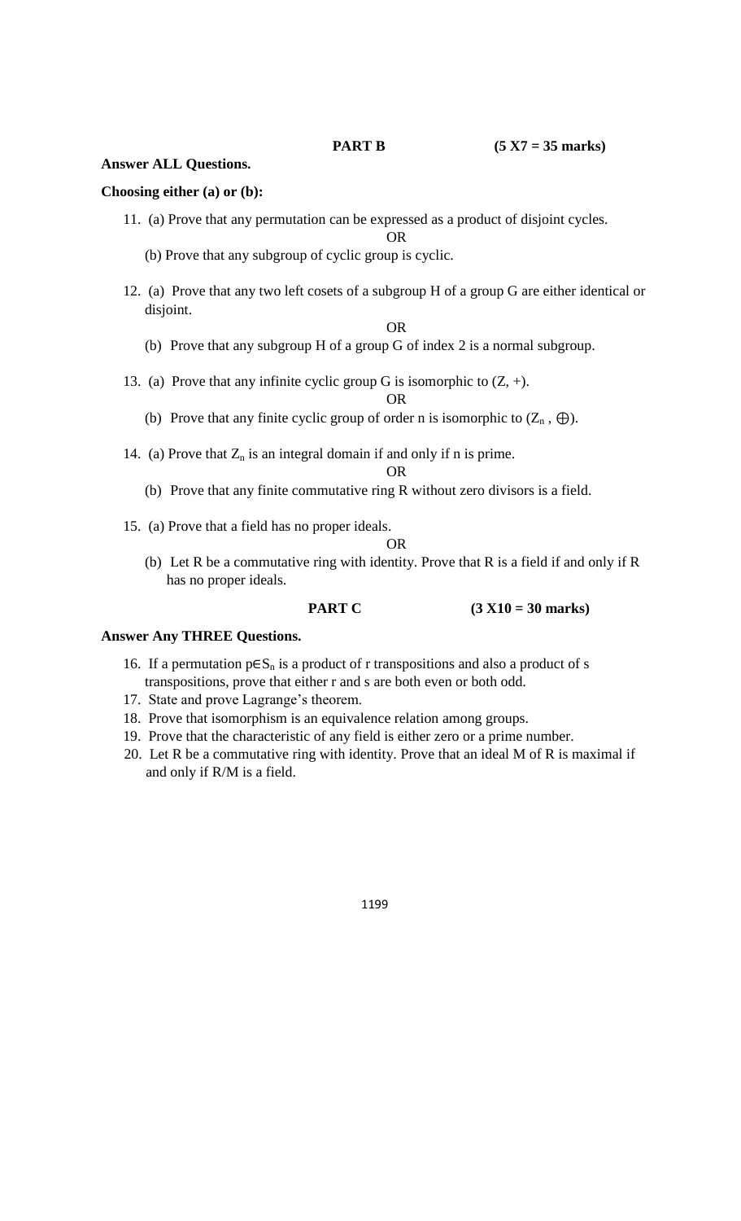**PART B (5 X7 = 35 marks)**

**Answer ALL Questions.**

**Choosing either (a) or (b):**

11. (a) Prove that any permutation can be expressed as a product of disjoint cycles.

    OR

    (b) Prove that any subgroup of cyclic group is cyclic.

12. (a) Prove that any two left cosets of a subgroup H of a group G are either identical or disjoint.

    OR

    (b) Prove that any subgroup H of a group G of index 2 is a normal subgroup.

13. (a) Prove that any infinite cyclic group G is isomorphic to (Z, +).

    OR

    (b) Prove that any finite cyclic group of order n is isomorphic to $(Z_n , \oplus)$.

14. (a) Prove that $Z_n$ is an integral domain if and only if n is prime.

    OR

    (b) Prove that any finite commutative ring R without zero divisors is a field.

15. (a) Prove that a field has no proper ideals.

    OR

    (b) Let R be a commutative ring with identity. Prove that R is a field if and only if R has no proper ideals.

**PART C (3 X10 = 30 marks)**

**Answer Any THREE Questions.**

16. If a permutation $p \in S_n$ is a product of r transpositions and also a product of s transpositions, prove that either r and s are both even or both odd.
17. State and prove Lagrange's theorem.
18. Prove that isomorphism is an equivalence relation among groups.
19. Prove that the characteristic of any field is either zero or a prime number.
20. Let R be a commutative ring with identity. Prove that an ideal M of R is maximal if and only if R/M is a field.

1199